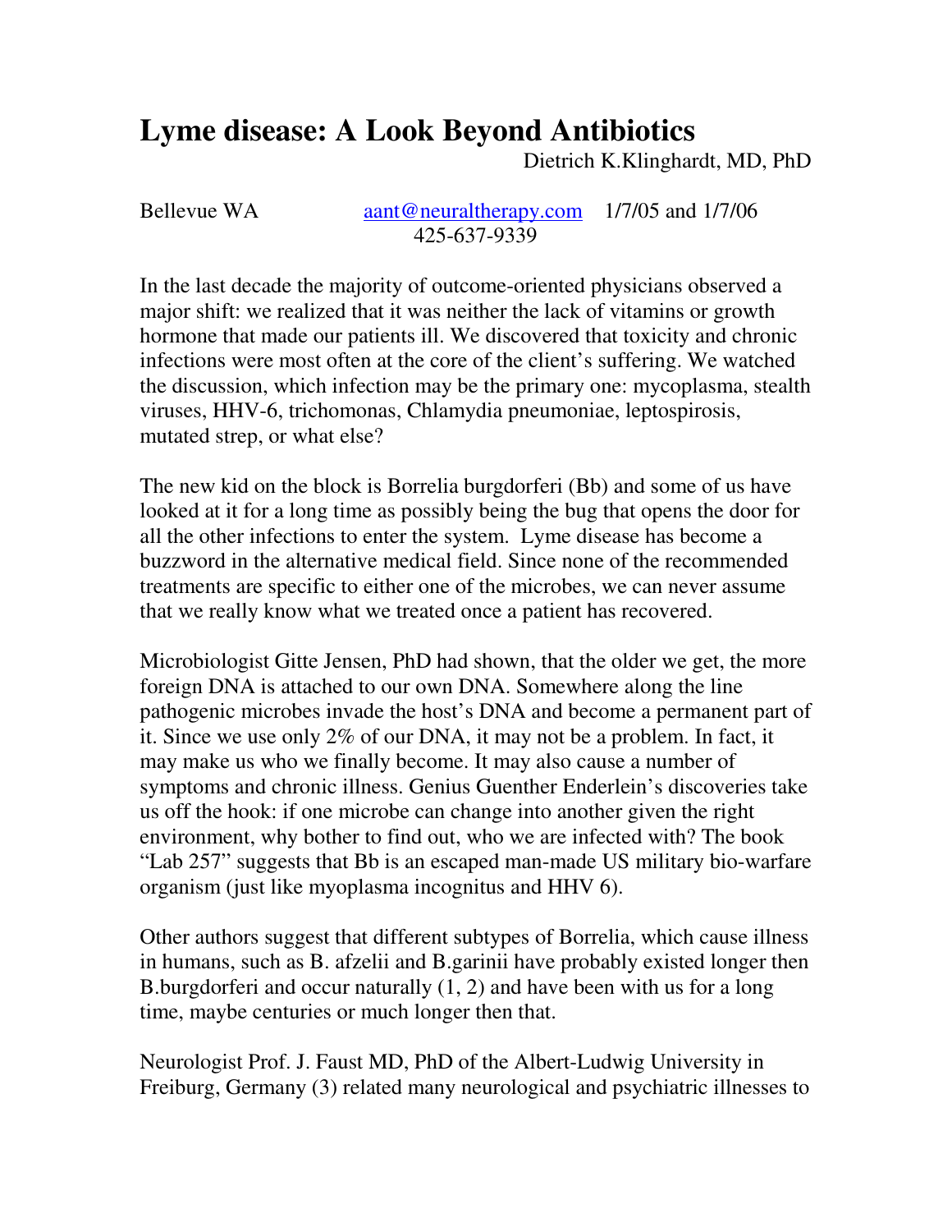# Lyme disease: A Look Beyond Antibiotics

Dietrich K.Klinghardt, MD, PhD

Bellevue WA    aant@neuraltherapy.com    1/7/05 and 1/7/06
425-637-9339

In the last decade the majority of outcome-oriented physicians observed a major shift: we realized that it was neither the lack of vitamins or growth hormone that made our patients ill. We discovered that toxicity and chronic infections were most often at the core of the client's suffering. We watched the discussion, which infection may be the primary one: mycoplasma, stealth viruses, HHV-6, trichomonas, Chlamydia pneumoniae, leptospirosis, mutated strep, or what else?

The new kid on the block is Borrelia burgdorferi (Bb) and some of us have looked at it for a long time as possibly being the bug that opens the door for all the other infections to enter the system. Lyme disease has become a buzzword in the alternative medical field. Since none of the recommended treatments are specific to either one of the microbes, we can never assume that we really know what we treated once a patient has recovered.

Microbiologist Gitte Jensen, PhD had shown, that the older we get, the more foreign DNA is attached to our own DNA. Somewhere along the line pathogenic microbes invade the host's DNA and become a permanent part of it. Since we use only 2% of our DNA, it may not be a problem. In fact, it may make us who we finally become. It may also cause a number of symptoms and chronic illness. Genius Guenther Enderlein's discoveries take us off the hook: if one microbe can change into another given the right environment, why bother to find out, who we are infected with? The book "Lab 257" suggests that Bb is an escaped man-made US military bio-warfare organism (just like myoplasma incognitus and HHV 6).

Other authors suggest that different subtypes of Borrelia, which cause illness in humans, such as B. afzelii and B.garinii have probably existed longer then B.burgdorferi and occur naturally (1, 2) and have been with us for a long time, maybe centuries or much longer then that.

Neurologist Prof. J. Faust MD, PhD of the Albert-Ludwig University in Freiburg, Germany (3) related many neurological and psychiatric illnesses to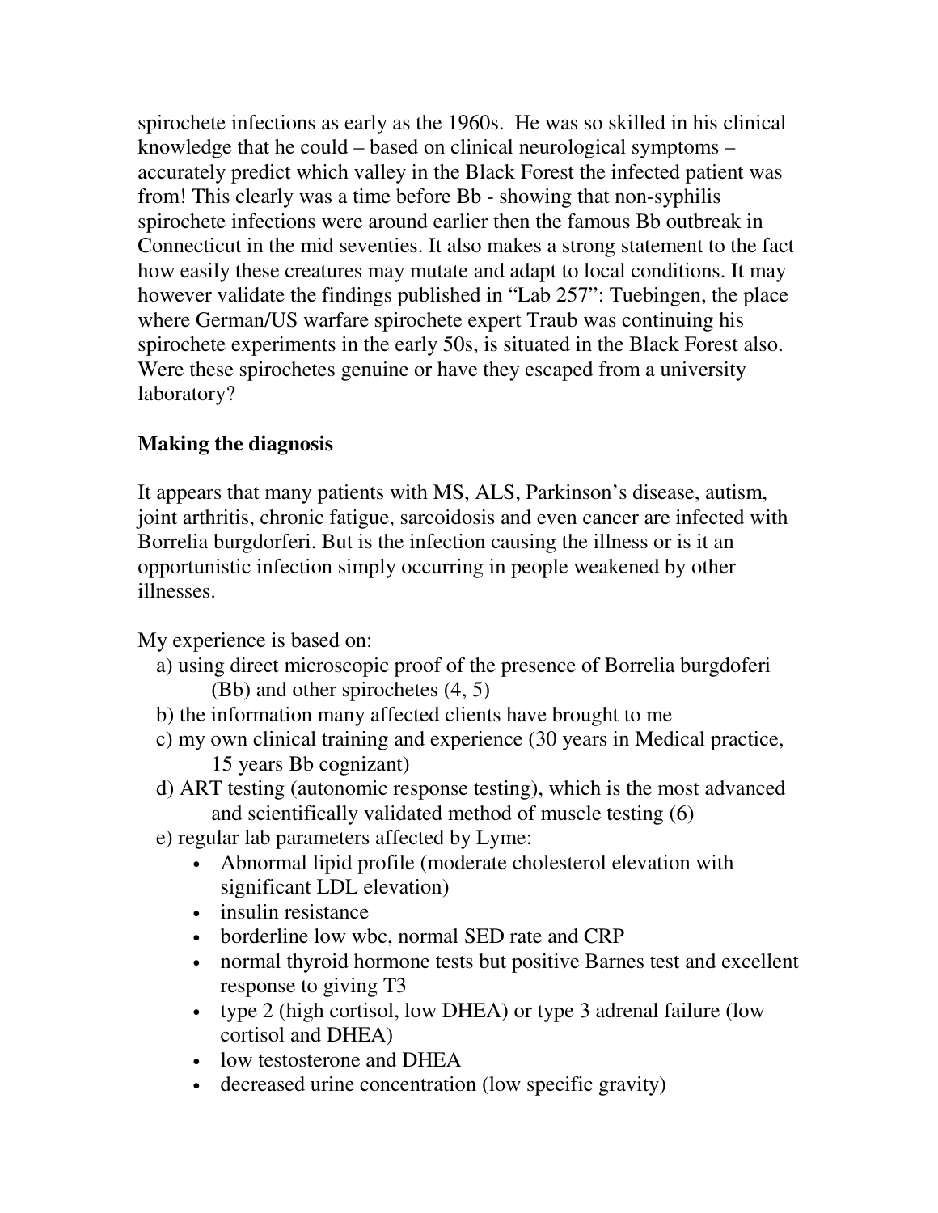spirochete infections as early as the 1960s.  He was so skilled in his clinical knowledge that he could – based on clinical neurological symptoms – accurately predict which valley in the Black Forest the infected patient was from! This clearly was a time before Bb - showing that non-syphilis spirochete infections were around earlier then the famous Bb outbreak in Connecticut in the mid seventies. It also makes a strong statement to the fact how easily these creatures may mutate and adapt to local conditions. It may however validate the findings published in “Lab 257”: Tuebingen, the place where German/US warfare spirochete expert Traub was continuing his spirochete experiments in the early 50s, is situated in the Black Forest also. Were these spirochetes genuine or have they escaped from a university laboratory?

## Making the diagnosis

It appears that many patients with MS, ALS, Parkinson’s disease, autism, joint arthritis, chronic fatigue, sarcoidosis and even cancer are infected with Borrelia burgdorferi. But is the infection causing the illness or is it an opportunistic infection simply occurring in people weakened by other illnesses.

My experience is based on:

a) using direct microscopic proof of the presence of Borrelia burgdoferi (Bb) and other spirochetes (4, 5)
b) the information many affected clients have brought to me
c) my own clinical training and experience (30 years in Medical practice, 15 years Bb cognizant)
d) ART testing (autonomic response testing), which is the most advanced and scientifically validated method of muscle testing (6)
e) regular lab parameters affected by Lyme:
   - Abnormal lipid profile (moderate cholesterol elevation with significant LDL elevation)
   - insulin resistance
   - borderline low wbc, normal SED rate and CRP
   - normal thyroid hormone tests but positive Barnes test and excellent response to giving T3
   - type 2 (high cortisol, low DHEA) or type 3 adrenal failure (low cortisol and DHEA)
   - low testosterone and DHEA
   - decreased urine concentration (low specific gravity)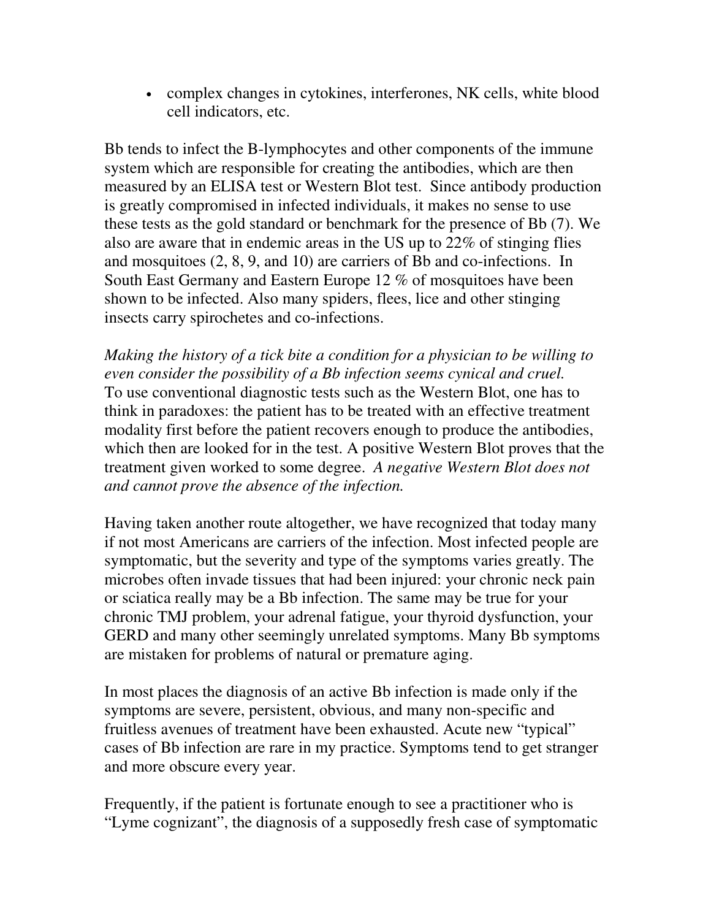- complex changes in cytokines, interferones, NK cells, white blood cell indicators, etc.

Bb tends to infect the B-lymphocytes and other components of the immune system which are responsible for creating the antibodies, which are then measured by an ELISA test or Western Blot test. Since antibody production is greatly compromised in infected individuals, it makes no sense to use these tests as the gold standard or benchmark for the presence of Bb (7). We also are aware that in endemic areas in the US up to 22% of stinging flies and mosquitoes (2, 8, 9, and 10) are carriers of Bb and co-infections. In South East Germany and Eastern Europe 12 % of mosquitoes have been shown to be infected. Also many spiders, flees, lice and other stinging insects carry spirochetes and co-infections.

*Making the history of a tick bite a condition for a physician to be willing to even consider the possibility of a Bb infection seems cynical and cruel.* To use conventional diagnostic tests such as the Western Blot, one has to think in paradoxes: the patient has to be treated with an effective treatment modality first before the patient recovers enough to produce the antibodies, which then are looked for in the test. A positive Western Blot proves that the treatment given worked to some degree. *A negative Western Blot does not and cannot prove the absence of the infection.*

Having taken another route altogether, we have recognized that today many if not most Americans are carriers of the infection. Most infected people are symptomatic, but the severity and type of the symptoms varies greatly. The microbes often invade tissues that had been injured: your chronic neck pain or sciatica really may be a Bb infection. The same may be true for your chronic TMJ problem, your adrenal fatigue, your thyroid dysfunction, your GERD and many other seemingly unrelated symptoms. Many Bb symptoms are mistaken for problems of natural or premature aging.

In most places the diagnosis of an active Bb infection is made only if the symptoms are severe, persistent, obvious, and many non-specific and fruitless avenues of treatment have been exhausted. Acute new "typical" cases of Bb infection are rare in my practice. Symptoms tend to get stranger and more obscure every year.

Frequently, if the patient is fortunate enough to see a practitioner who is "Lyme cognizant", the diagnosis of a supposedly fresh case of symptomatic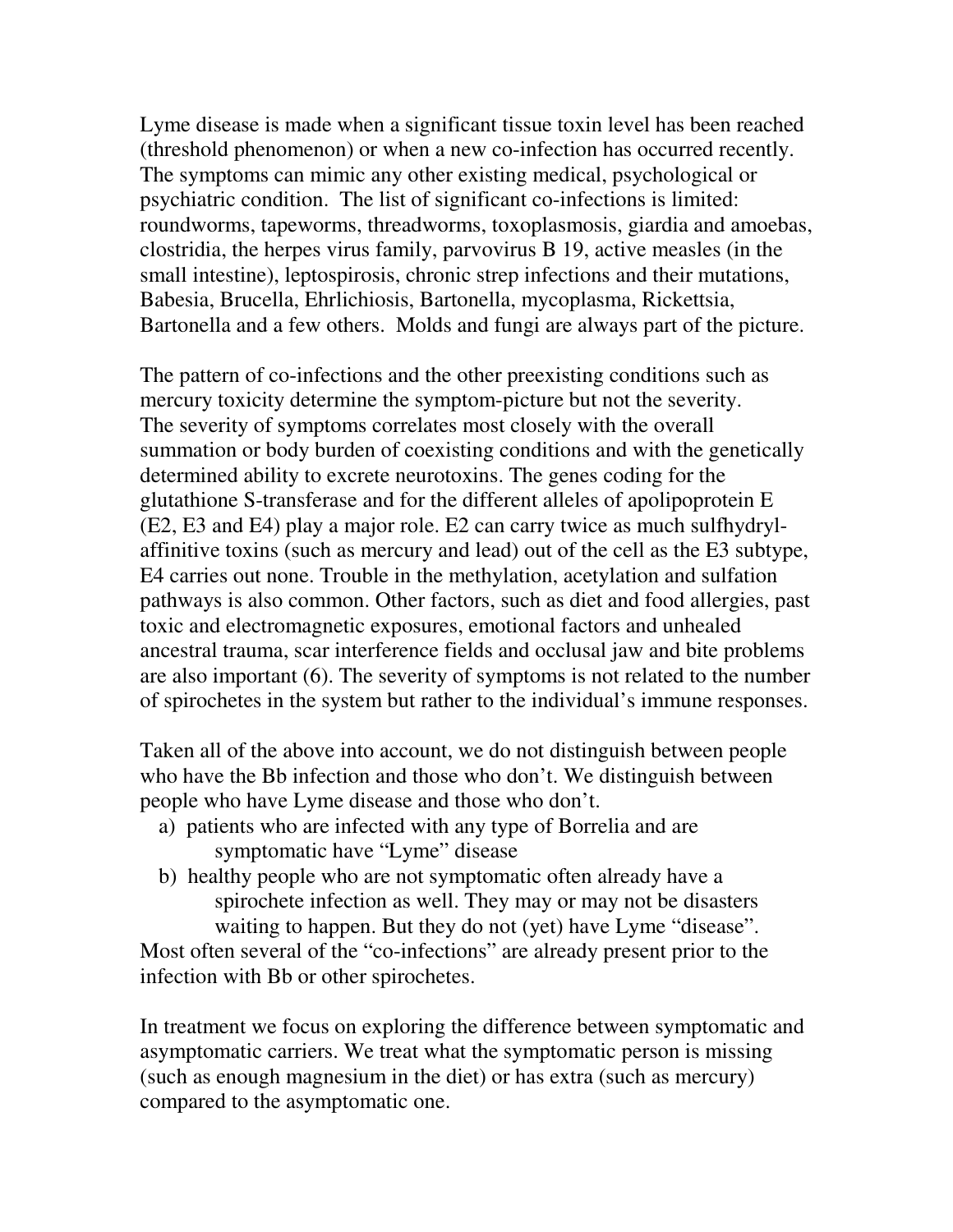Lyme disease is made when a significant tissue toxin level has been reached (threshold phenomenon) or when a new co-infection has occurred recently. The symptoms can mimic any other existing medical, psychological or psychiatric condition. The list of significant co-infections is limited: roundworms, tapeworms, threadworms, toxoplasmosis, giardia and amoebas, clostridia, the herpes virus family, parvovirus B 19, active measles (in the small intestine), leptospirosis, chronic strep infections and their mutations, Babesia, Brucella, Ehrlichiosis, Bartonella, mycoplasma, Rickettsia, Bartonella and a few others. Molds and fungi are always part of the picture.

The pattern of co-infections and the other preexisting conditions such as mercury toxicity determine the symptom-picture but not the severity. The severity of symptoms correlates most closely with the overall summation or body burden of coexisting conditions and with the genetically determined ability to excrete neurotoxins. The genes coding for the glutathione S-transferase and for the different alleles of apolipoprotein E (E2, E3 and E4) play a major role. E2 can carry twice as much sulfhydryl-affinitive toxins (such as mercury and lead) out of the cell as the E3 subtype, E4 carries out none. Trouble in the methylation, acetylation and sulfation pathways is also common. Other factors, such as diet and food allergies, past toxic and electromagnetic exposures, emotional factors and unhealed ancestral trauma, scar interference fields and occlusal jaw and bite problems are also important (6). The severity of symptoms is not related to the number of spirochetes in the system but rather to the individual's immune responses.

Taken all of the above into account, we do not distinguish between people who have the Bb infection and those who don't. We distinguish between people who have Lyme disease and those who don't.

a) patients who are infected with any type of Borrelia and are symptomatic have "Lyme" disease
b) healthy people who are not symptomatic often already have a spirochete infection as well. They may or may not be disasters waiting to happen. But they do not (yet) have Lyme "disease".

Most often several of the "co-infections" are already present prior to the infection with Bb or other spirochetes.

In treatment we focus on exploring the difference between symptomatic and asymptomatic carriers. We treat what the symptomatic person is missing (such as enough magnesium in the diet) or has extra (such as mercury) compared to the asymptomatic one.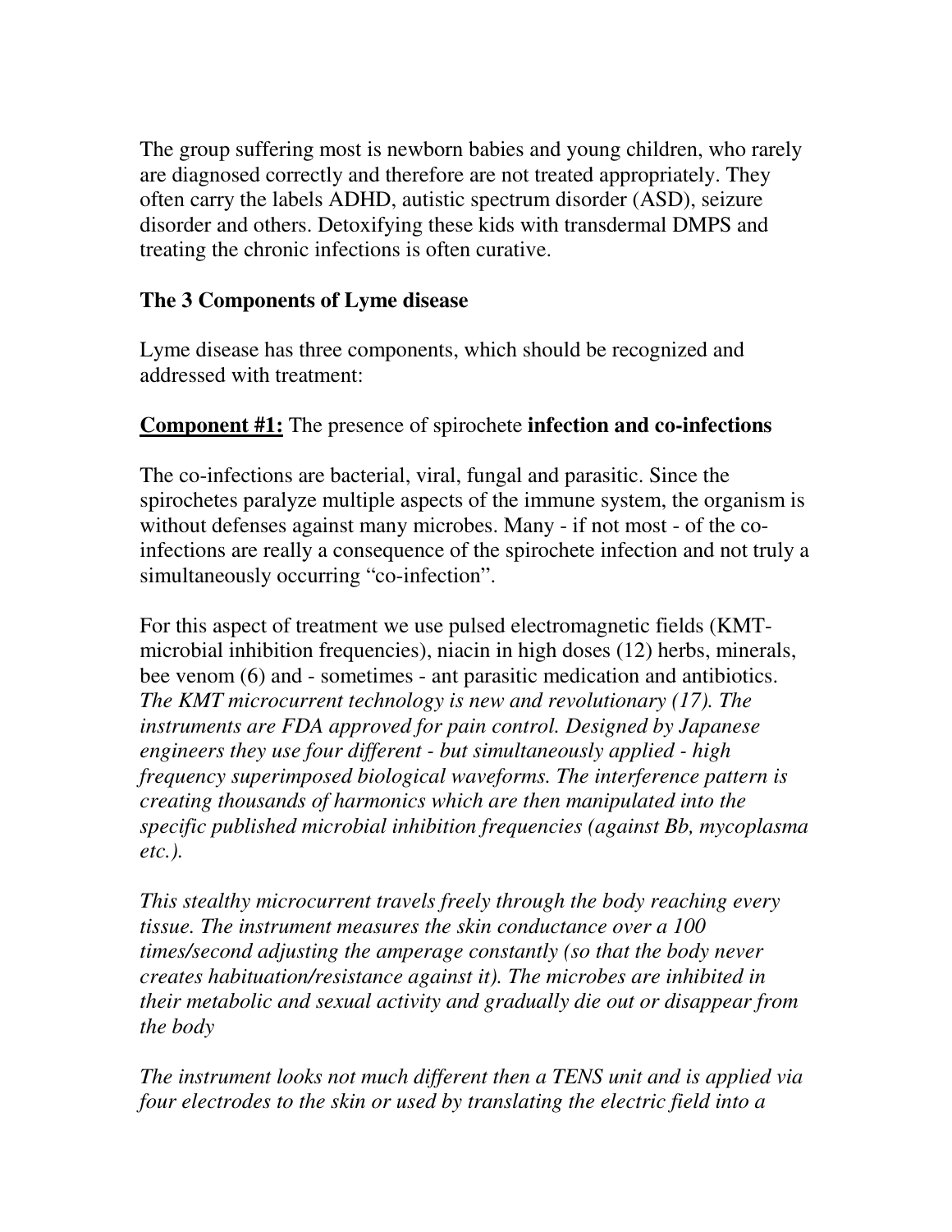The group suffering most is newborn babies and young children, who rarely are diagnosed correctly and therefore are not treated appropriately. They often carry the labels ADHD, autistic spectrum disorder (ASD), seizure disorder and others. Detoxifying these kids with transdermal DMPS and treating the chronic infections is often curative.

**The 3 Components of Lyme disease**

Lyme disease has three components, which should be recognized and addressed with treatment:

**<u>Component #1:</u>** The presence of spirochete **infection and co-infections**

The co-infections are bacterial, viral, fungal and parasitic. Since the spirochetes paralyze multiple aspects of the immune system, the organism is without defenses against many microbes. Many - if not most - of the co-infections are really a consequence of the spirochete infection and not truly a simultaneously occurring "co-infection".

For this aspect of treatment we use pulsed electromagnetic fields (KMT-microbial inhibition frequencies), niacin in high doses (12) herbs, minerals, bee venom (6) and - sometimes - ant parasitic medication and antibiotics. *The KMT microcurrent technology is new and revolutionary (17). The instruments are FDA approved for pain control. Designed by Japanese engineers they use four different - but simultaneously applied - high frequency superimposed biological waveforms. The interference pattern is creating thousands of harmonics which are then manipulated into the specific published microbial inhibition frequencies (against Bb, mycoplasma etc.).*

*This stealthy microcurrent travels freely through the body reaching every tissue. The instrument measures the skin conductance over a 100 times/second adjusting the amperage constantly (so that the body never creates habituation/resistance against it). The microbes are inhibited in their metabolic and sexual activity and gradually die out or disappear from the body*

*The instrument looks not much different then a TENS unit and is applied via four electrodes to the skin or used by translating the electric field into a*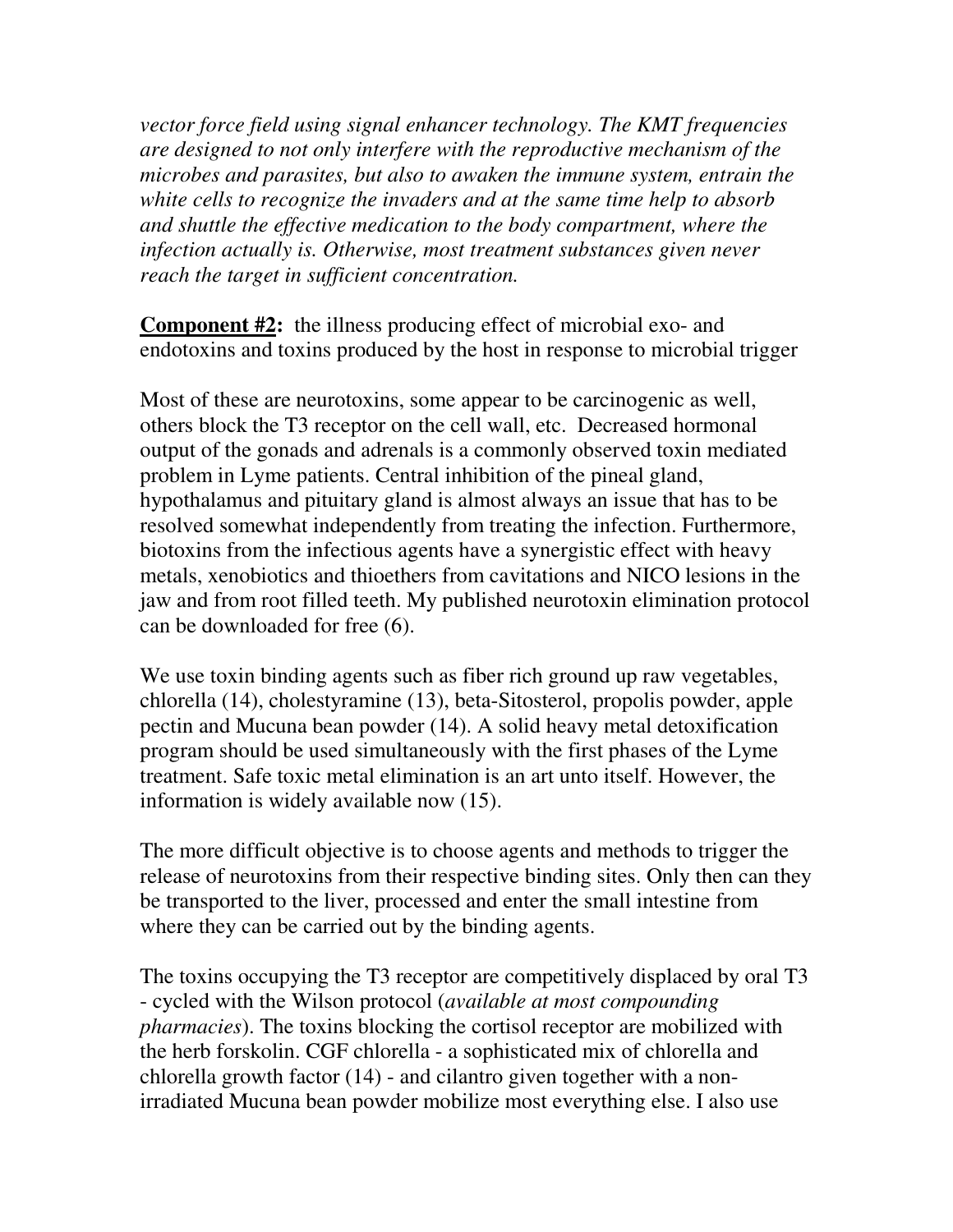*vector force field using signal enhancer technology. The KMT frequencies are designed to not only interfere with the reproductive mechanism of the microbes and parasites, but also to awaken the immune system, entrain the white cells to recognize the invaders and at the same time help to absorb and shuttle the effective medication to the body compartment, where the infection actually is. Otherwise, most treatment substances given never reach the target in sufficient concentration.*

**Component #2:** the illness producing effect of microbial exo- and endotoxins and toxins produced by the host in response to microbial trigger

Most of these are neurotoxins, some appear to be carcinogenic as well, others block the T3 receptor on the cell wall, etc. Decreased hormonal output of the gonads and adrenals is a commonly observed toxin mediated problem in Lyme patients. Central inhibition of the pineal gland, hypothalamus and pituitary gland is almost always an issue that has to be resolved somewhat independently from treating the infection. Furthermore, biotoxins from the infectious agents have a synergistic effect with heavy metals, xenobiotics and thioethers from cavitations and NICO lesions in the jaw and from root filled teeth. My published neurotoxin elimination protocol can be downloaded for free (6).

We use toxin binding agents such as fiber rich ground up raw vegetables, chlorella (14), cholestyramine (13), beta-Sitosterol, propolis powder, apple pectin and Mucuna bean powder (14). A solid heavy metal detoxification program should be used simultaneously with the first phases of the Lyme treatment. Safe toxic metal elimination is an art unto itself. However, the information is widely available now (15).

The more difficult objective is to choose agents and methods to trigger the release of neurotoxins from their respective binding sites. Only then can they be transported to the liver, processed and enter the small intestine from where they can be carried out by the binding agents.

The toxins occupying the T3 receptor are competitively displaced by oral T3 - cycled with the Wilson protocol (*available at most compounding pharmacies*). The toxins blocking the cortisol receptor are mobilized with the herb forskolin. CGF chlorella - a sophisticated mix of chlorella and chlorella growth factor (14) - and cilantro given together with a non-irradiated Mucuna bean powder mobilize most everything else. I also use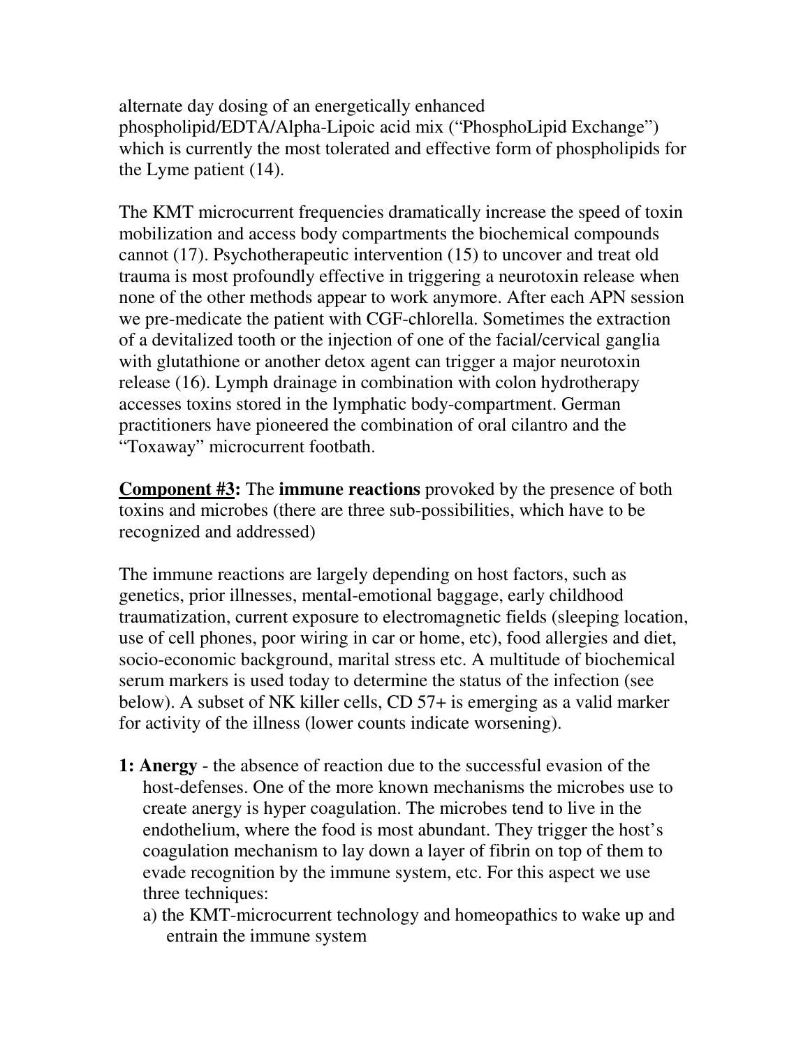alternate day dosing of an energetically enhanced phospholipid/EDTA/Alpha-Lipoic acid mix ("PhosphoLipid Exchange") which is currently the most tolerated and effective form of phospholipids for the Lyme patient (14).

The KMT microcurrent frequencies dramatically increase the speed of toxin mobilization and access body compartments the biochemical compounds cannot (17). Psychotherapeutic intervention (15) to uncover and treat old trauma is most profoundly effective in triggering a neurotoxin release when none of the other methods appear to work anymore. After each APN session we pre-medicate the patient with CGF-chlorella. Sometimes the extraction of a devitalized tooth or the injection of one of the facial/cervical ganglia with glutathione or another detox agent can trigger a major neurotoxin release (16). Lymph drainage in combination with colon hydrotherapy accesses toxins stored in the lymphatic body-compartment. German practitioners have pioneered the combination of oral cilantro and the "Toxaway" microcurrent footbath.

**Component #3:** The **immune reactions** provoked by the presence of both toxins and microbes (there are three sub-possibilities, which have to be recognized and addressed)

The immune reactions are largely depending on host factors, such as genetics, prior illnesses, mental-emotional baggage, early childhood traumatization, current exposure to electromagnetic fields (sleeping location, use of cell phones, poor wiring in car or home, etc), food allergies and diet, socio-economic background, marital stress etc. A multitude of biochemical serum markers is used today to determine the status of the infection (see below). A subset of NK killer cells, CD 57+ is emerging as a valid marker for activity of the illness (lower counts indicate worsening).

**1: Anergy** - the absence of reaction due to the successful evasion of the host-defenses. One of the more known mechanisms the microbes use to create anergy is hyper coagulation. The microbes tend to live in the endothelium, where the food is most abundant. They trigger the host's coagulation mechanism to lay down a layer of fibrin on top of them to evade recognition by the immune system, etc. For this aspect we use three techniques:

a) the KMT-microcurrent technology and homeopathics to wake up and entrain the immune system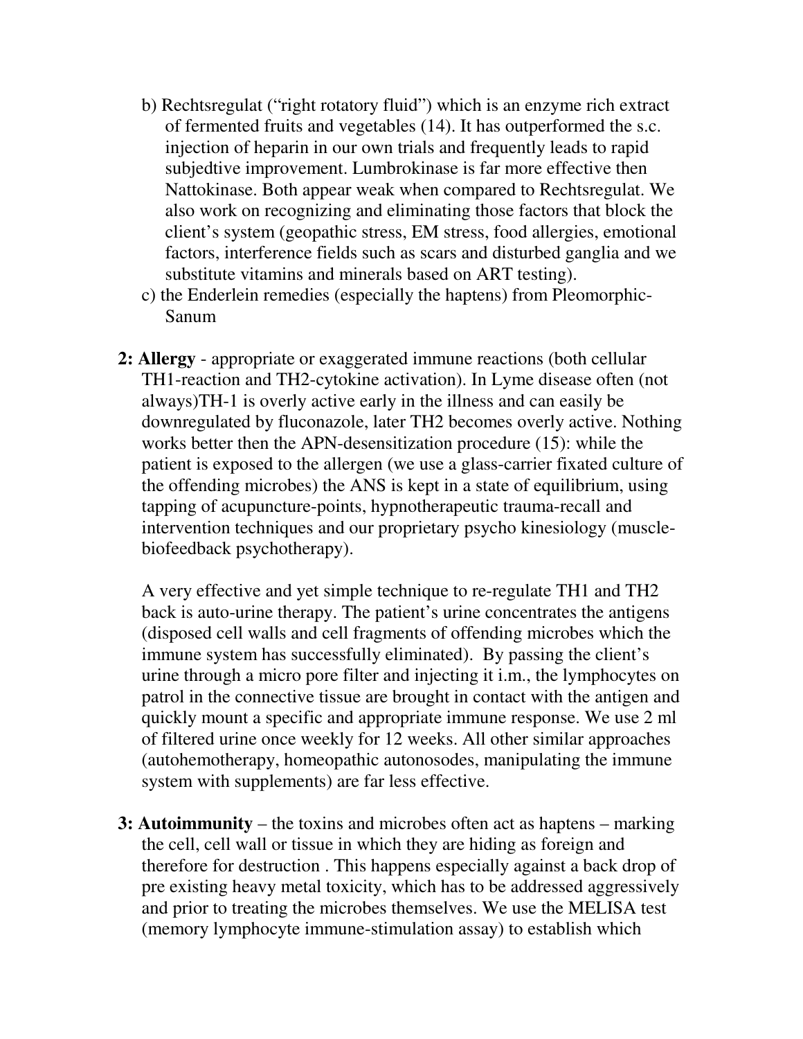b) Rechtsregulat ("right rotatory fluid") which is an enzyme rich extract of fermented fruits and vegetables (14). It has outperformed the s.c. injection of heparin in our own trials and frequently leads to rapid subjedtive improvement. Lumbrokinase is far more effective then Nattokinase. Both appear weak when compared to Rechtsregulat. We also work on recognizing and eliminating those factors that block the client's system (geopathic stress, EM stress, food allergies, emotional factors, interference fields such as scars and disturbed ganglia and we substitute vitamins and minerals based on ART testing).

c) the Enderlein remedies (especially the haptens) from Pleomorphic-Sanum

**2: Allergy** - appropriate or exaggerated immune reactions (both cellular TH1-reaction and TH2-cytokine activation). In Lyme disease often (not always)TH-1 is overly active early in the illness and can easily be downregulated by fluconazole, later TH2 becomes overly active. Nothing works better then the APN-desensitization procedure (15): while the patient is exposed to the allergen (we use a glass-carrier fixated culture of the offending microbes) the ANS is kept in a state of equilibrium, using tapping of acupuncture-points, hypnotherapeutic trauma-recall and intervention techniques and our proprietary psycho kinesiology (muscle-biofeedback psychotherapy).

A very effective and yet simple technique to re-regulate TH1 and TH2 back is auto-urine therapy. The patient's urine concentrates the antigens (disposed cell walls and cell fragments of offending microbes which the immune system has successfully eliminated). By passing the client's urine through a micro pore filter and injecting it i.m., the lymphocytes on patrol in the connective tissue are brought in contact with the antigen and quickly mount a specific and appropriate immune response. We use 2 ml of filtered urine once weekly for 12 weeks. All other similar approaches (autohemotherapy, homeopathic autonosodes, manipulating the immune system with supplements) are far less effective.

**3: Autoimmunity** – the toxins and microbes often act as haptens – marking the cell, cell wall or tissue in which they are hiding as foreign and therefore for destruction . This happens especially against a back drop of pre existing heavy metal toxicity, which has to be addressed aggressively and prior to treating the microbes themselves. We use the MELISA test (memory lymphocyte immune-stimulation assay) to establish which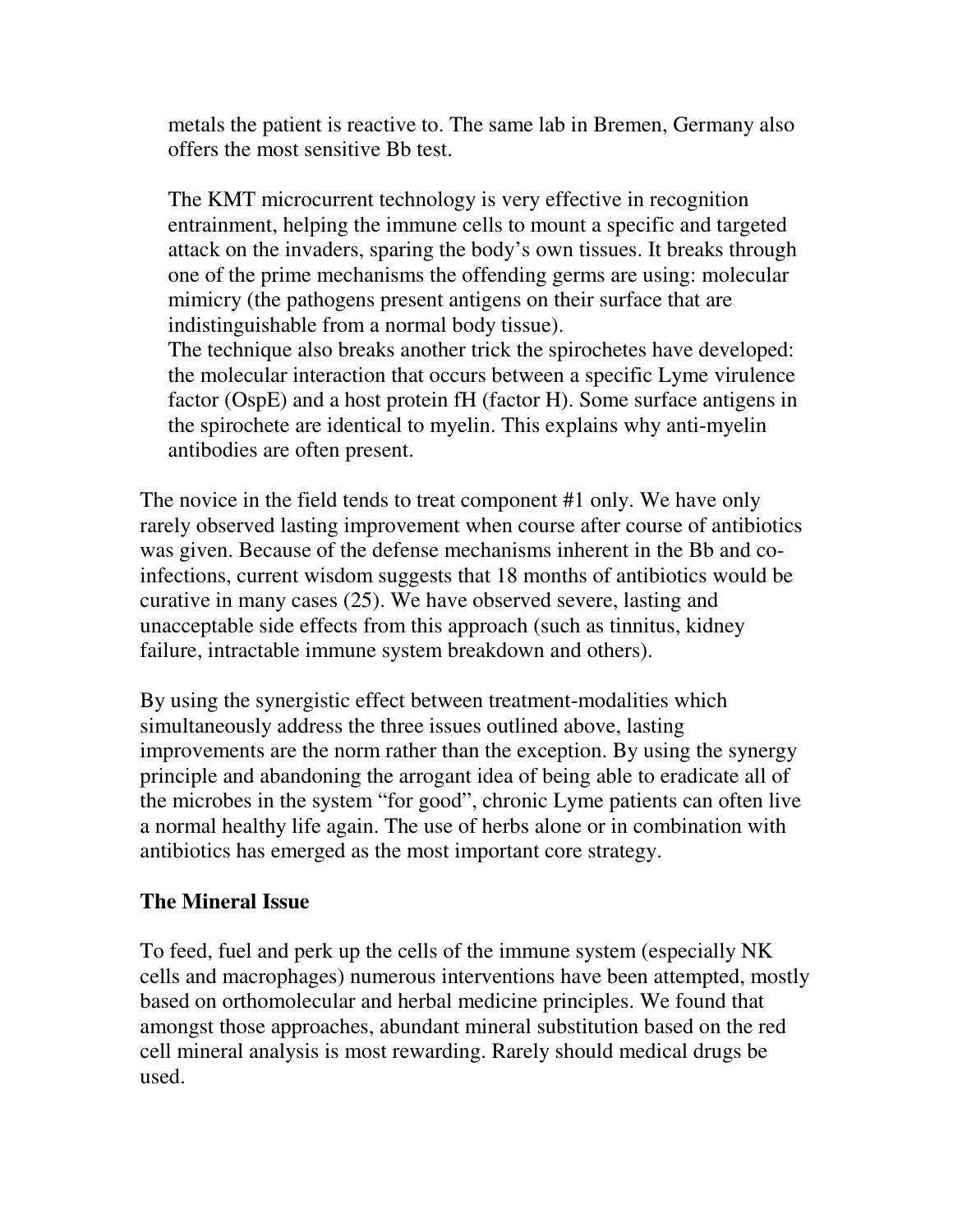metals the patient is reactive to. The same lab in Bremen, Germany also offers the most sensitive Bb test.

The KMT microcurrent technology is very effective in recognition entrainment, helping the immune cells to mount a specific and targeted attack on the invaders, sparing the body's own tissues. It breaks through one of the prime mechanisms the offending germs are using: molecular mimicry (the pathogens present antigens on their surface that are indistinguishable from a normal body tissue).
The technique also breaks another trick the spirochetes have developed: the molecular interaction that occurs between a specific Lyme virulence factor (OspE) and a host protein fH (factor H). Some surface antigens in the spirochete are identical to myelin. This explains why anti-myelin antibodies are often present.

The novice in the field tends to treat component #1 only. We have only rarely observed lasting improvement when course after course of antibiotics was given. Because of the defense mechanisms inherent in the Bb and co-infections, current wisdom suggests that 18 months of antibiotics would be curative in many cases (25). We have observed severe, lasting and unacceptable side effects from this approach (such as tinnitus, kidney failure, intractable immune system breakdown and others).

By using the synergistic effect between treatment-modalities which simultaneously address the three issues outlined above, lasting improvements are the norm rather than the exception. By using the synergy principle and abandoning the arrogant idea of being able to eradicate all of the microbes in the system "for good", chronic Lyme patients can often live a normal healthy life again. The use of herbs alone or in combination with antibiotics has emerged as the most important core strategy.

## The Mineral Issue

To feed, fuel and perk up the cells of the immune system (especially NK cells and macrophages) numerous interventions have been attempted, mostly based on orthomolecular and herbal medicine principles. We found that amongst those approaches, abundant mineral substitution based on the red cell mineral analysis is most rewarding. Rarely should medical drugs be used.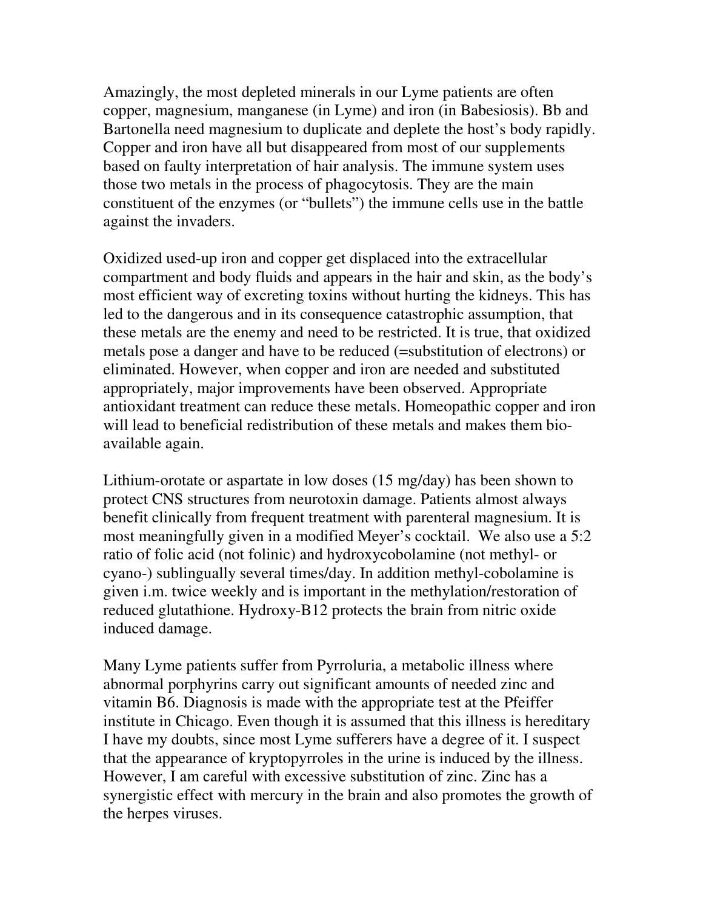Amazingly, the most depleted minerals in our Lyme patients are often copper, magnesium, manganese (in Lyme) and iron (in Babesiosis). Bb and Bartonella need magnesium to duplicate and deplete the host's body rapidly. Copper and iron have all but disappeared from most of our supplements based on faulty interpretation of hair analysis. The immune system uses those two metals in the process of phagocytosis. They are the main constituent of the enzymes (or "bullets") the immune cells use in the battle against the invaders.

Oxidized used-up iron and copper get displaced into the extracellular compartment and body fluids and appears in the hair and skin, as the body's most efficient way of excreting toxins without hurting the kidneys. This has led to the dangerous and in its consequence catastrophic assumption, that these metals are the enemy and need to be restricted. It is true, that oxidized metals pose a danger and have to be reduced (=substitution of electrons) or eliminated. However, when copper and iron are needed and substituted appropriately, major improvements have been observed. Appropriate antioxidant treatment can reduce these metals. Homeopathic copper and iron will lead to beneficial redistribution of these metals and makes them bio-available again.

Lithium-orotate or aspartate in low doses (15 mg/day) has been shown to protect CNS structures from neurotoxin damage. Patients almost always benefit clinically from frequent treatment with parenteral magnesium. It is most meaningfully given in a modified Meyer's cocktail. We also use a 5:2 ratio of folic acid (not folinic) and hydroxycobolamine (not methyl- or cyano-) sublingually several times/day. In addition methyl-cobolamine is given i.m. twice weekly and is important in the methylation/restoration of reduced glutathione. Hydroxy-B12 protects the brain from nitric oxide induced damage.

Many Lyme patients suffer from Pyrroluria, a metabolic illness where abnormal porphyrins carry out significant amounts of needed zinc and vitamin B6. Diagnosis is made with the appropriate test at the Pfeiffer institute in Chicago. Even though it is assumed that this illness is hereditary I have my doubts, since most Lyme sufferers have a degree of it. I suspect that the appearance of kryptopyrroles in the urine is induced by the illness. However, I am careful with excessive substitution of zinc. Zinc has a synergistic effect with mercury in the brain and also promotes the growth of the herpes viruses.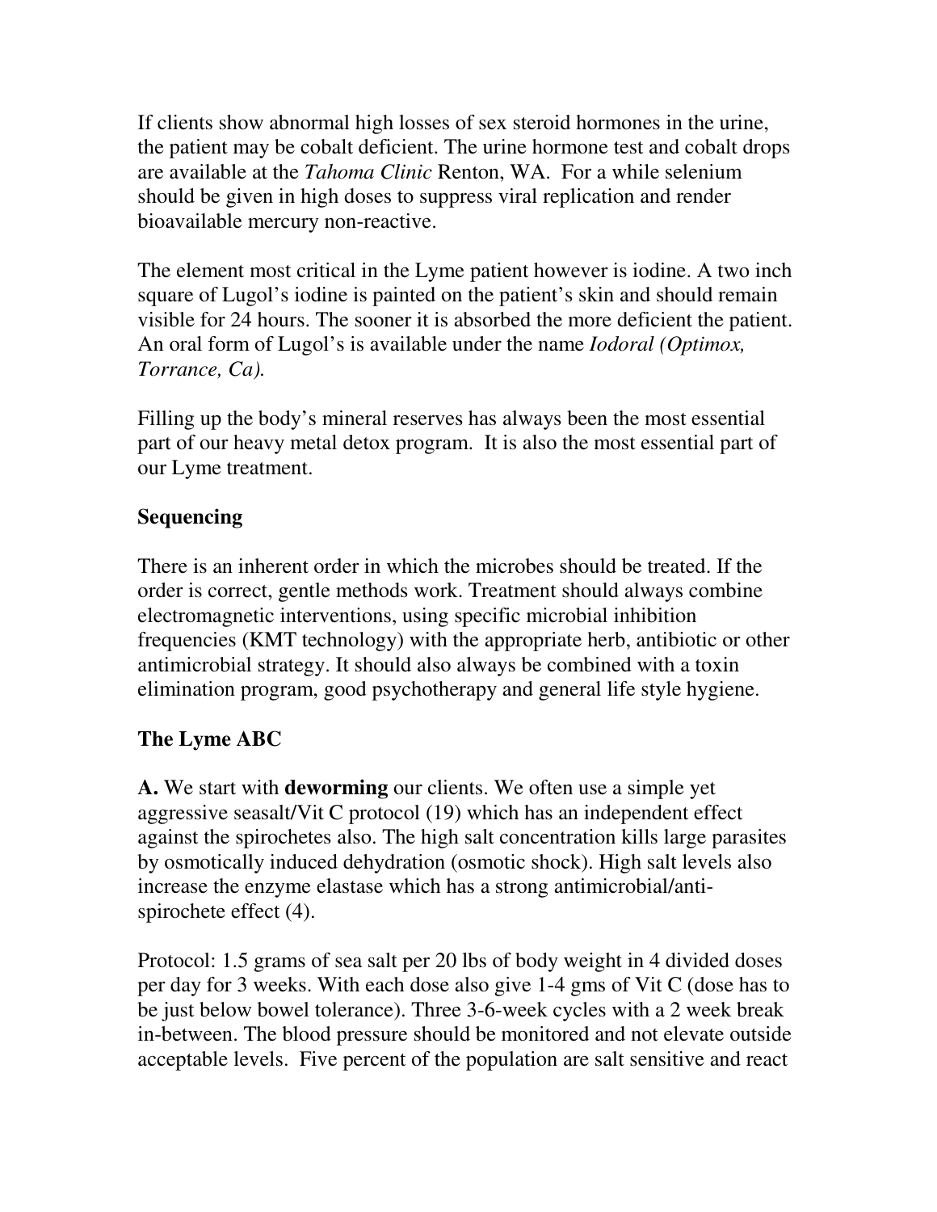If clients show abnormal high losses of sex steroid hormones in the urine, the patient may be cobalt deficient. The urine hormone test and cobalt drops are available at the *Tahoma Clinic* Renton, WA. For a while selenium should be given in high doses to suppress viral replication and render bioavailable mercury non-reactive.

The element most critical in the Lyme patient however is iodine. A two inch square of Lugol's iodine is painted on the patient's skin and should remain visible for 24 hours. The sooner it is absorbed the more deficient the patient. An oral form of Lugol's is available under the name *Iodoral (Optimox, Torrance, Ca).*

Filling up the body's mineral reserves has always been the most essential part of our heavy metal detox program. It is also the most essential part of our Lyme treatment.

**Sequencing**

There is an inherent order in which the microbes should be treated. If the order is correct, gentle methods work. Treatment should always combine electromagnetic interventions, using specific microbial inhibition frequencies (KMT technology) with the appropriate herb, antibiotic or other antimicrobial strategy. It should also always be combined with a toxin elimination program, good psychotherapy and general life style hygiene.

**The Lyme ABC**

**A.** We start with **deworming** our clients. We often use a simple yet aggressive seasalt/Vit C protocol (19) which has an independent effect against the spirochetes also. The high salt concentration kills large parasites by osmotically induced dehydration (osmotic shock). High salt levels also increase the enzyme elastase which has a strong antimicrobial/anti-spirochete effect (4).

Protocol: 1.5 grams of sea salt per 20 lbs of body weight in 4 divided doses per day for 3 weeks. With each dose also give 1-4 gms of Vit C (dose has to be just below bowel tolerance). Three 3-6-week cycles with a 2 week break in-between. The blood pressure should be monitored and not elevate outside acceptable levels. Five percent of the population are salt sensitive and react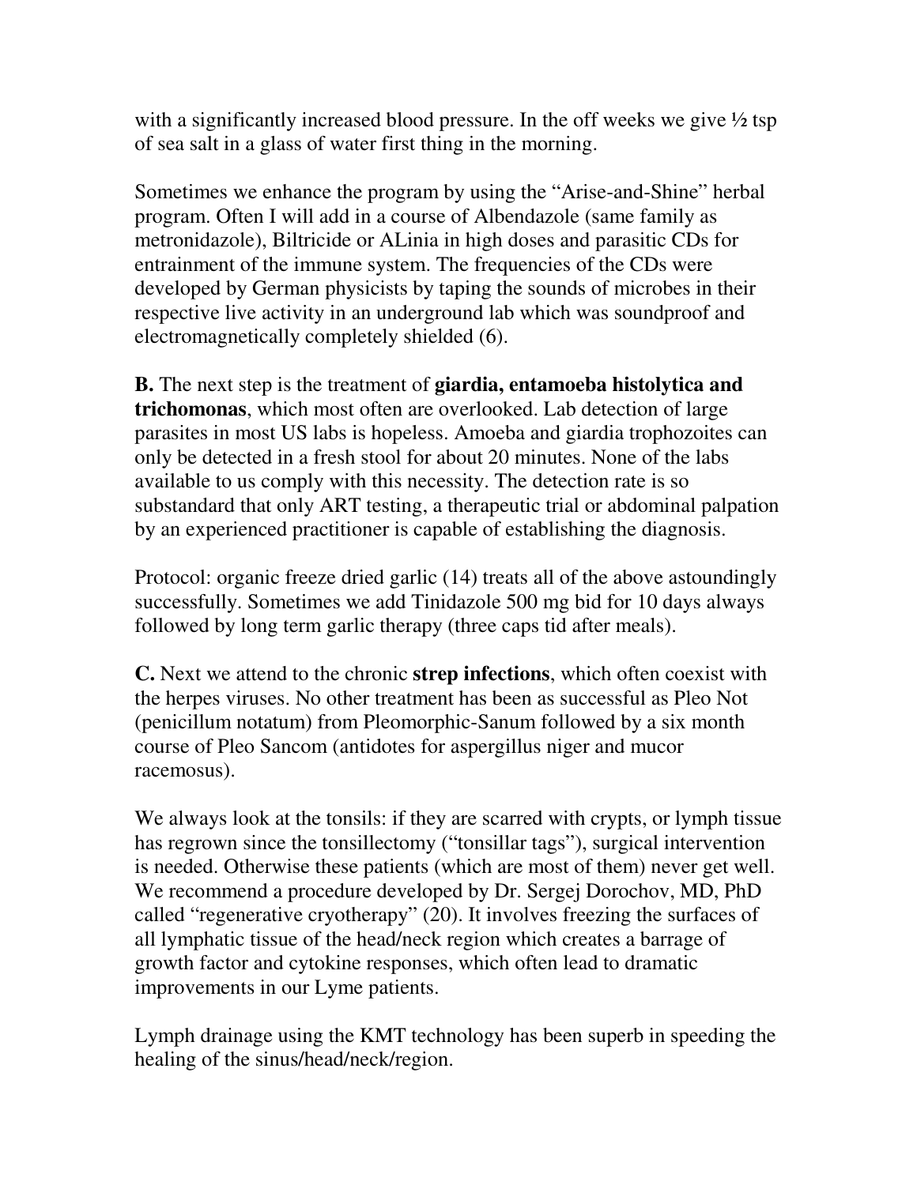with a significantly increased blood pressure. In the off weeks we give ½ tsp of sea salt in a glass of water first thing in the morning.

Sometimes we enhance the program by using the "Arise-and-Shine" herbal program. Often I will add in a course of Albendazole (same family as metronidazole), Biltricide or ALinia in high doses and parasitic CDs for entrainment of the immune system. The frequencies of the CDs were developed by German physicists by taping the sounds of microbes in their respective live activity in an underground lab which was soundproof and electromagnetically completely shielded (6).

**B.** The next step is the treatment of **giardia, entamoeba histolytica and trichomonas**, which most often are overlooked. Lab detection of large parasites in most US labs is hopeless. Amoeba and giardia trophozoites can only be detected in a fresh stool for about 20 minutes. None of the labs available to us comply with this necessity. The detection rate is so substandard that only ART testing, a therapeutic trial or abdominal palpation by an experienced practitioner is capable of establishing the diagnosis.

Protocol: organic freeze dried garlic (14) treats all of the above astoundingly successfully. Sometimes we add Tinidazole 500 mg bid for 10 days always followed by long term garlic therapy (three caps tid after meals).

**C.** Next we attend to the chronic **strep infections**, which often coexist with the herpes viruses. No other treatment has been as successful as Pleo Not (penicillum notatum) from Pleomorphic-Sanum followed by a six month course of Pleo Sancom (antidotes for aspergillus niger and mucor racemosus).

We always look at the tonsils: if they are scarred with crypts, or lymph tissue has regrown since the tonsillectomy ("tonsillar tags"), surgical intervention is needed. Otherwise these patients (which are most of them) never get well. We recommend a procedure developed by Dr. Sergej Dorochov, MD, PhD called "regenerative cryotherapy" (20). It involves freezing the surfaces of all lymphatic tissue of the head/neck region which creates a barrage of growth factor and cytokine responses, which often lead to dramatic improvements in our Lyme patients.

Lymph drainage using the KMT technology has been superb in speeding the healing of the sinus/head/neck/region.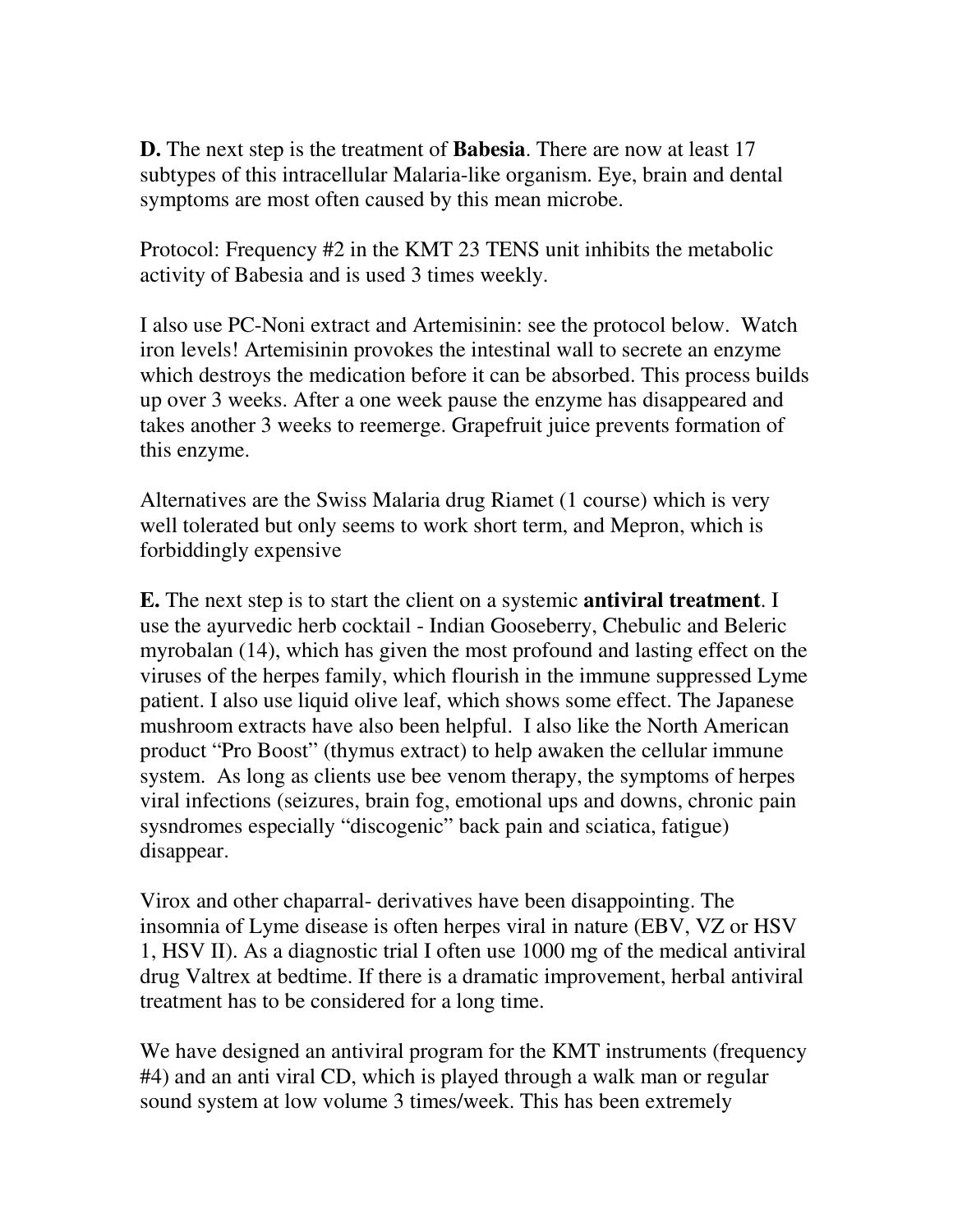**D.** The next step is the treatment of **Babesia**. There are now at least 17 subtypes of this intracellular Malaria-like organism. Eye, brain and dental symptoms are most often caused by this mean microbe.

Protocol: Frequency #2 in the KMT 23 TENS unit inhibits the metabolic activity of Babesia and is used 3 times weekly.

I also use PC-Noni extract and Artemisinin: see the protocol below. Watch iron levels! Artemisinin provokes the intestinal wall to secrete an enzyme which destroys the medication before it can be absorbed. This process builds up over 3 weeks. After a one week pause the enzyme has disappeared and takes another 3 weeks to reemerge. Grapefruit juice prevents formation of this enzyme.

Alternatives are the Swiss Malaria drug Riamet (1 course) which is very well tolerated but only seems to work short term, and Mepron, which is forbiddingly expensive

**E.** The next step is to start the client on a systemic **antiviral treatment**. I use the ayurvedic herb cocktail - Indian Gooseberry, Chebulic and Beleric myrobalan (14), which has given the most profound and lasting effect on the viruses of the herpes family, which flourish in the immune suppressed Lyme patient. I also use liquid olive leaf, which shows some effect. The Japanese mushroom extracts have also been helpful. I also like the North American product "Pro Boost" (thymus extract) to help awaken the cellular immune system. As long as clients use bee venom therapy, the symptoms of herpes viral infections (seizures, brain fog, emotional ups and downs, chronic pain sysndromes especially "discogenic" back pain and sciatica, fatigue) disappear.

Virox and other chaparral- derivatives have been disappointing. The insomnia of Lyme disease is often herpes viral in nature (EBV, VZ or HSV 1, HSV II). As a diagnostic trial I often use 1000 mg of the medical antiviral drug Valtrex at bedtime. If there is a dramatic improvement, herbal antiviral treatment has to be considered for a long time.

We have designed an antiviral program for the KMT instruments (frequency #4) and an anti viral CD, which is played through a walk man or regular sound system at low volume 3 times/week. This has been extremely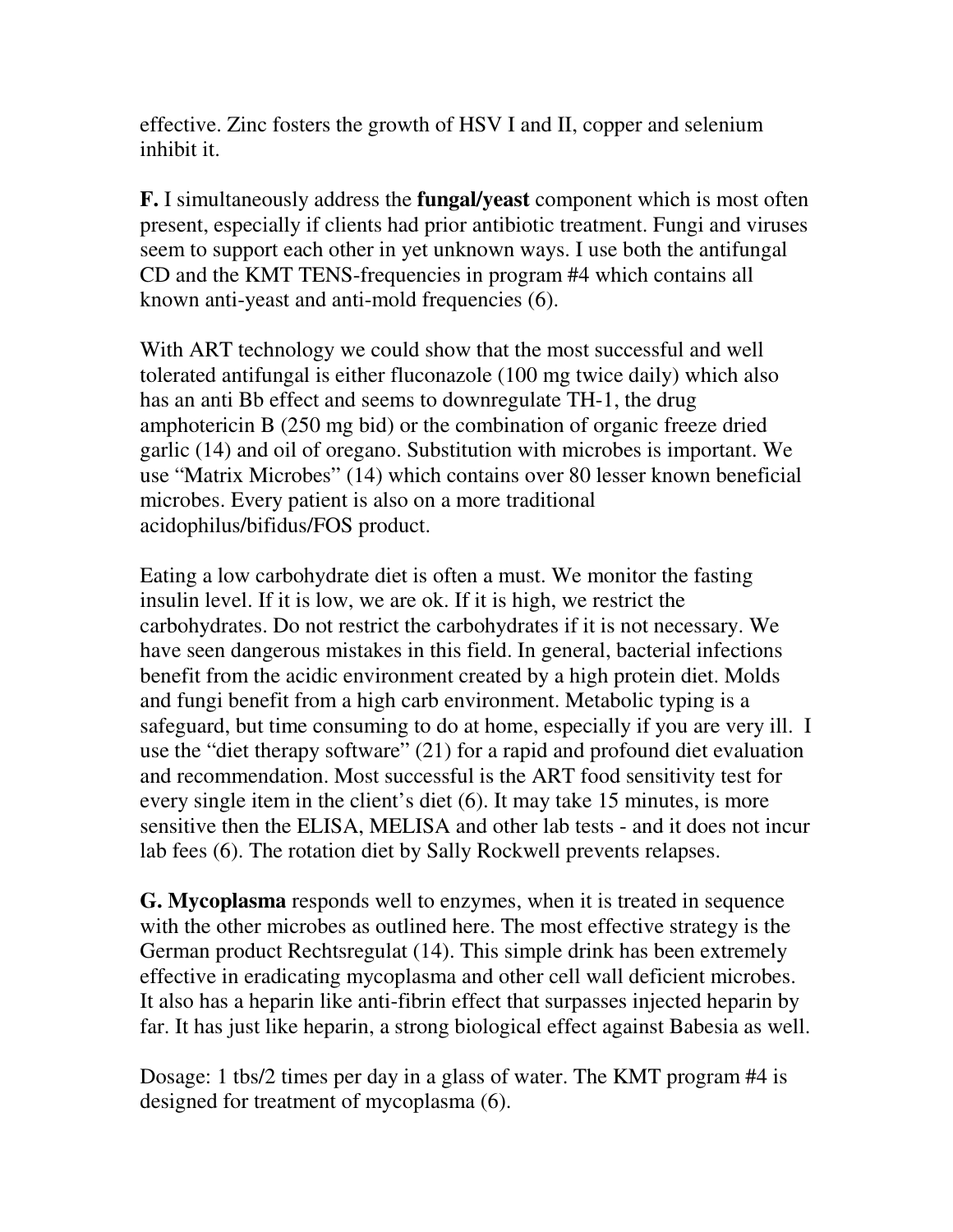effective. Zinc fosters the growth of HSV I and II, copper and selenium inhibit it.

**F.** I simultaneously address the **fungal/yeast** component which is most often present, especially if clients had prior antibiotic treatment. Fungi and viruses seem to support each other in yet unknown ways. I use both the antifungal CD and the KMT TENS-frequencies in program #4 which contains all known anti-yeast and anti-mold frequencies (6).

With ART technology we could show that the most successful and well tolerated antifungal is either fluconazole (100 mg twice daily) which also has an anti Bb effect and seems to downregulate TH-1, the drug amphotericin B (250 mg bid) or the combination of organic freeze dried garlic (14) and oil of oregano. Substitution with microbes is important. We use "Matrix Microbes" (14) which contains over 80 lesser known beneficial microbes. Every patient is also on a more traditional acidophilus/bifidus/FOS product.

Eating a low carbohydrate diet is often a must. We monitor the fasting insulin level. If it is low, we are ok. If it is high, we restrict the carbohydrates. Do not restrict the carbohydrates if it is not necessary. We have seen dangerous mistakes in this field. In general, bacterial infections benefit from the acidic environment created by a high protein diet. Molds and fungi benefit from a high carb environment. Metabolic typing is a safeguard, but time consuming to do at home, especially if you are very ill. I use the "diet therapy software" (21) for a rapid and profound diet evaluation and recommendation. Most successful is the ART food sensitivity test for every single item in the client's diet (6). It may take 15 minutes, is more sensitive then the ELISA, MELISA and other lab tests - and it does not incur lab fees (6). The rotation diet by Sally Rockwell prevents relapses.

**G. Mycoplasma** responds well to enzymes, when it is treated in sequence with the other microbes as outlined here. The most effective strategy is the German product Rechtsregulat (14). This simple drink has been extremely effective in eradicating mycoplasma and other cell wall deficient microbes. It also has a heparin like anti-fibrin effect that surpasses injected heparin by far. It has just like heparin, a strong biological effect against Babesia as well.

Dosage: 1 tbs/2 times per day in a glass of water. The KMT program #4 is designed for treatment of mycoplasma (6).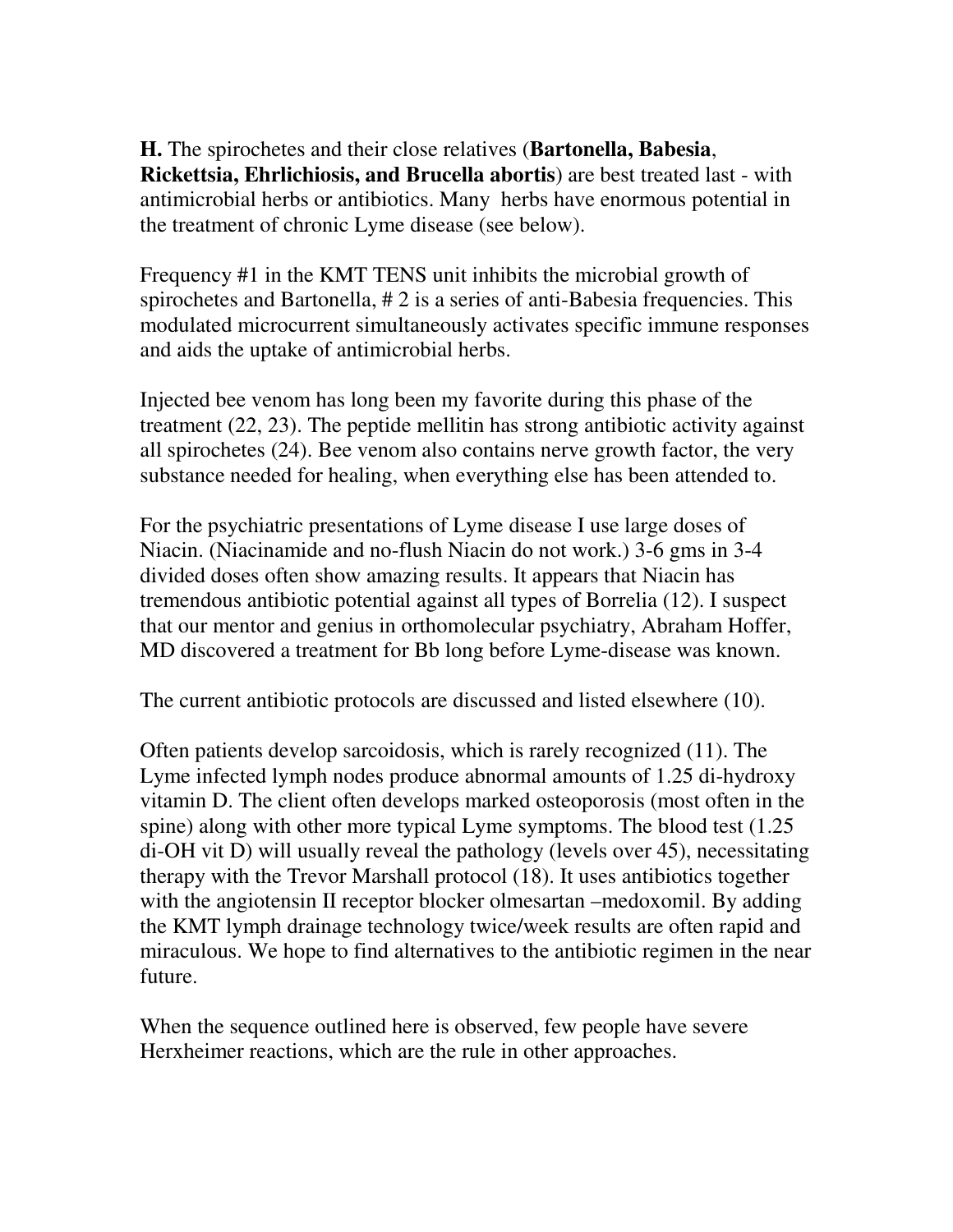**H.** The spirochetes and their close relatives (**Bartonella, Babesia**, **Rickettsia, Ehrlichiosis, and Brucella abortis**) are best treated last - with antimicrobial herbs or antibiotics. Many herbs have enormous potential in the treatment of chronic Lyme disease (see below).

Frequency #1 in the KMT TENS unit inhibits the microbial growth of spirochetes and Bartonella, # 2 is a series of anti-Babesia frequencies. This modulated microcurrent simultaneously activates specific immune responses and aids the uptake of antimicrobial herbs.

Injected bee venom has long been my favorite during this phase of the treatment (22, 23). The peptide mellitin has strong antibiotic activity against all spirochetes (24). Bee venom also contains nerve growth factor, the very substance needed for healing, when everything else has been attended to.

For the psychiatric presentations of Lyme disease I use large doses of Niacin. (Niacinamide and no-flush Niacin do not work.) 3-6 gms in 3-4 divided doses often show amazing results. It appears that Niacin has tremendous antibiotic potential against all types of Borrelia (12). I suspect that our mentor and genius in orthomolecular psychiatry, Abraham Hoffer, MD discovered a treatment for Bb long before Lyme-disease was known.

The current antibiotic protocols are discussed and listed elsewhere (10).

Often patients develop sarcoidosis, which is rarely recognized (11). The Lyme infected lymph nodes produce abnormal amounts of 1.25 di-hydroxy vitamin D. The client often develops marked osteoporosis (most often in the spine) along with other more typical Lyme symptoms. The blood test (1.25 di-OH vit D) will usually reveal the pathology (levels over 45), necessitating therapy with the Trevor Marshall protocol (18). It uses antibiotics together with the angiotensin II receptor blocker olmesartan –medoxomil. By adding the KMT lymph drainage technology twice/week results are often rapid and miraculous. We hope to find alternatives to the antibiotic regimen in the near future.

When the sequence outlined here is observed, few people have severe Herxheimer reactions, which are the rule in other approaches.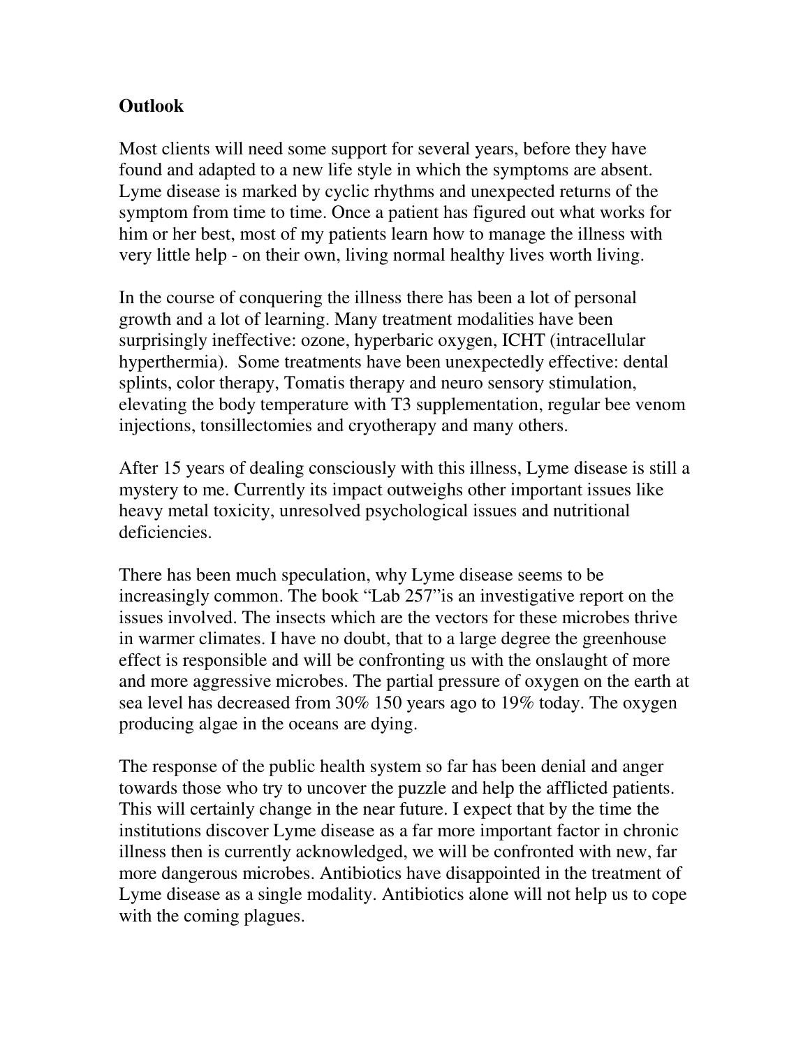**Outlook**

Most clients will need some support for several years, before they have found and adapted to a new life style in which the symptoms are absent. Lyme disease is marked by cyclic rhythms and unexpected returns of the symptom from time to time. Once a patient has figured out what works for him or her best, most of my patients learn how to manage the illness with very little help - on their own, living normal healthy lives worth living.

In the course of conquering the illness there has been a lot of personal growth and a lot of learning. Many treatment modalities have been surprisingly ineffective: ozone, hyperbaric oxygen, ICHT (intracellular hyperthermia). Some treatments have been unexpectedly effective: dental splints, color therapy, Tomatis therapy and neuro sensory stimulation, elevating the body temperature with T3 supplementation, regular bee venom injections, tonsillectomies and cryotherapy and many others.

After 15 years of dealing consciously with this illness, Lyme disease is still a mystery to me. Currently its impact outweighs other important issues like heavy metal toxicity, unresolved psychological issues and nutritional deficiencies.

There has been much speculation, why Lyme disease seems to be increasingly common. The book "Lab 257"is an investigative report on the issues involved. The insects which are the vectors for these microbes thrive in warmer climates. I have no doubt, that to a large degree the greenhouse effect is responsible and will be confronting us with the onslaught of more and more aggressive microbes. The partial pressure of oxygen on the earth at sea level has decreased from 30% 150 years ago to 19% today. The oxygen producing algae in the oceans are dying.

The response of the public health system so far has been denial and anger towards those who try to uncover the puzzle and help the afflicted patients. This will certainly change in the near future. I expect that by the time the institutions discover Lyme disease as a far more important factor in chronic illness then is currently acknowledged, we will be confronted with new, far more dangerous microbes. Antibiotics have disappointed in the treatment of Lyme disease as a single modality. Antibiotics alone will not help us to cope with the coming plagues.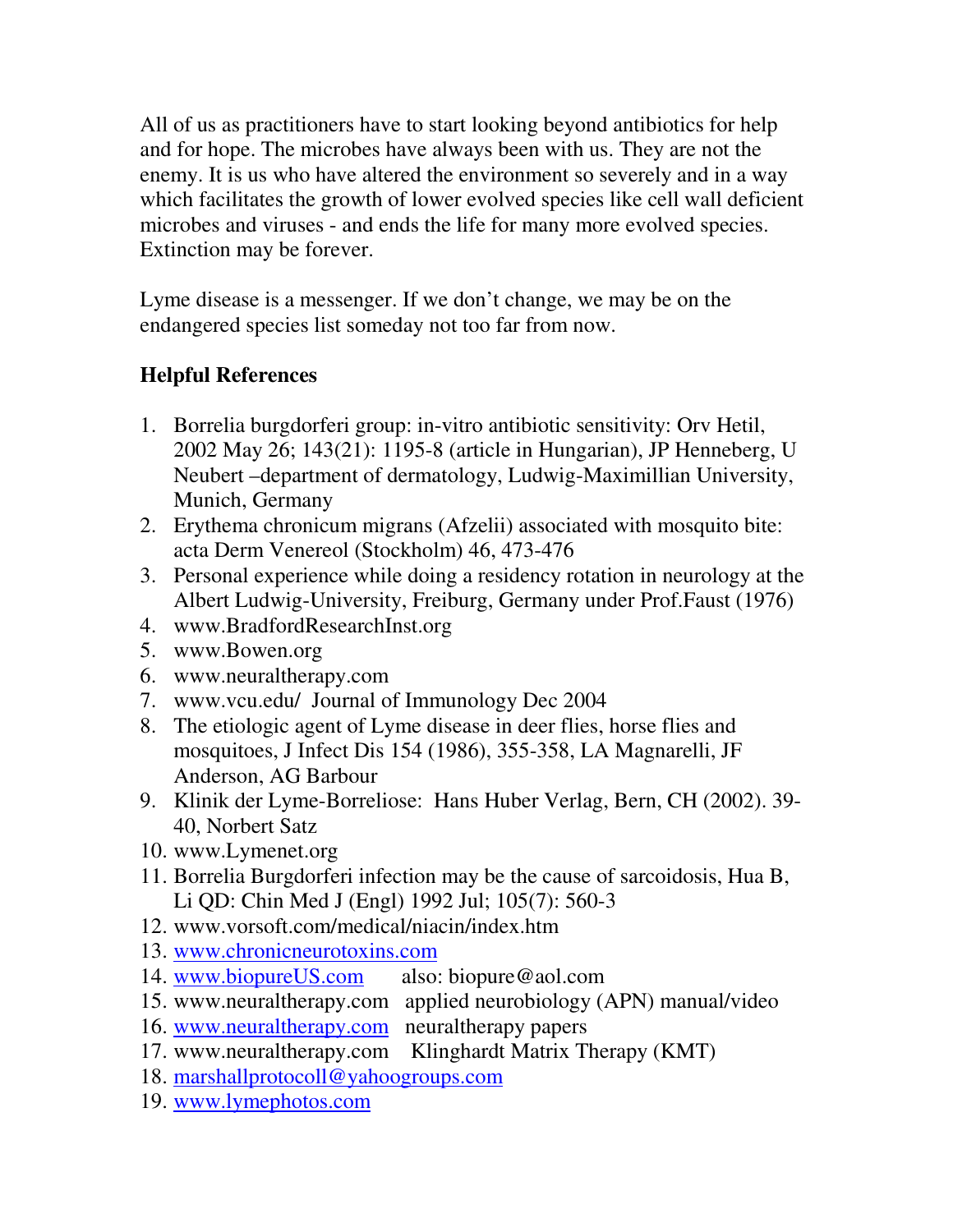All of us as practitioners have to start looking beyond antibiotics for help and for hope. The microbes have always been with us. They are not the enemy. It is us who have altered the environment so severely and in a way which facilitates the growth of lower evolved species like cell wall deficient microbes and viruses - and ends the life for many more evolved species. Extinction may be forever.

Lyme disease is a messenger. If we don't change, we may be on the endangered species list someday not too far from now.

**Helpful References**

1. Borrelia burgdorferi group: in-vitro antibiotic sensitivity: Orv Hetil, 2002 May 26; 143(21): 1195-8 (article in Hungarian), JP Henneberg, U Neubert –department of dermatology, Ludwig-Maximillian University, Munich, Germany
2. Erythema chronicum migrans (Afzelii) associated with mosquito bite: acta Derm Venereol (Stockholm) 46, 473-476
3. Personal experience while doing a residency rotation in neurology at the Albert Ludwig-University, Freiburg, Germany under Prof.Faust (1976)
4. www.BradfordResearchInst.org
5. www.Bowen.org
6. www.neuraltherapy.com
7. www.vcu.edu/ Journal of Immunology Dec 2004
8. The etiologic agent of Lyme disease in deer flies, horse flies and mosquitoes, J Infect Dis 154 (1986), 355-358, LA Magnarelli, JF Anderson, AG Barbour
9. Klinik der Lyme-Borreliose: Hans Huber Verlag, Bern, CH (2002). 39-40, Norbert Satz
10. www.Lymenet.org
11. Borrelia Burgdorferi infection may be the cause of sarcoidosis, Hua B, Li QD: Chin Med J (Engl) 1992 Jul; 105(7): 560-3
12. www.vorsoft.com/medical/niacin/index.htm
13. www.chronicneurotoxins.com
14. www.biopureUS.com also: biopure@aol.com
15. www.neuraltherapy.com applied neurobiology (APN) manual/video
16. www.neuraltherapy.com neuraltherapy papers
17. www.neuraltherapy.com Klinghardt Matrix Therapy (KMT)
18. marshallprotocoll@yahoogroups.com
19. www.lymephotos.com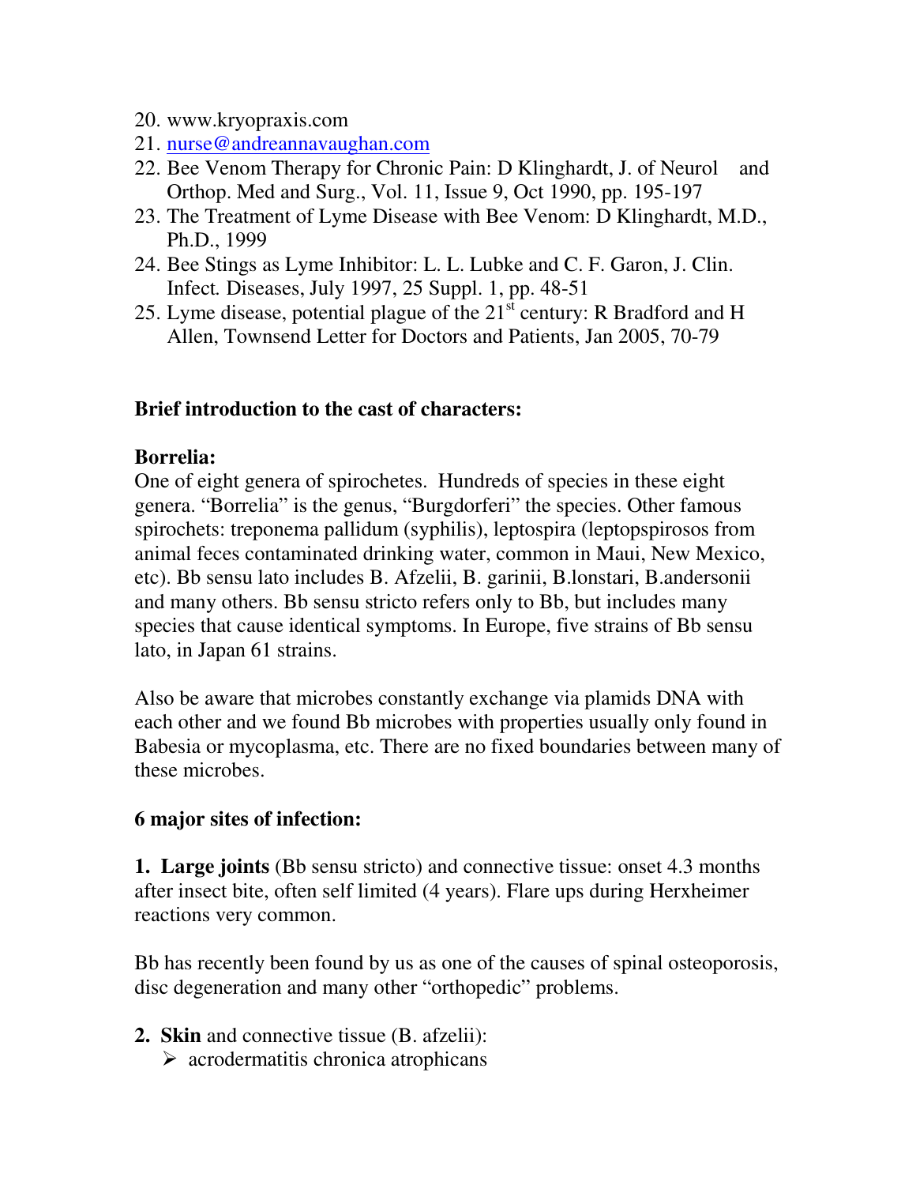20. www.kryopraxis.com
21. nurse@andreannavaughan.com
22. Bee Venom Therapy for Chronic Pain: D Klinghardt, J. of Neurol and Orthop. Med and Surg., Vol. 11, Issue 9, Oct 1990, pp. 195-197
23. The Treatment of Lyme Disease with Bee Venom: D Klinghardt, M.D., Ph.D., 1999
24. Bee Stings as Lyme Inhibitor: L. L. Lubke and C. F. Garon, J. Clin. Infect. Diseases, July 1997, 25 Suppl. 1, pp. 48-51
25. Lyme disease, potential plague of the 21st century: R Bradford and H Allen, Townsend Letter for Doctors and Patients, Jan 2005, 70-79

**Brief introduction to the cast of characters:**

**Borrelia:**
One of eight genera of spirochetes. Hundreds of species in these eight genera. "Borrelia" is the genus, "Burgdorferi" the species. Other famous spirochets: treponema pallidum (syphilis), leptospira (leptopspirosos from animal feces contaminated drinking water, common in Maui, New Mexico, etc). Bb sensu lato includes B. Afzelii, B. garinii, B.lonstari, B.andersonii and many others. Bb sensu stricto refers only to Bb, but includes many species that cause identical symptoms. In Europe, five strains of Bb sensu lato, in Japan 61 strains.

Also be aware that microbes constantly exchange via plamids DNA with each other and we found Bb microbes with properties usually only found in Babesia or mycoplasma, etc. There are no fixed boundaries between many of these microbes.

**6 major sites of infection:**

**1. Large joints** (Bb sensu stricto) and connective tissue: onset 4.3 months after insect bite, often self limited (4 years). Flare ups during Herxheimer reactions very common.

Bb has recently been found by us as one of the causes of spinal osteoporosis, disc degeneration and many other "orthopedic" problems.

**2. Skin** and connective tissue (B. afzelii):
- acrodermatitis chronica atrophicans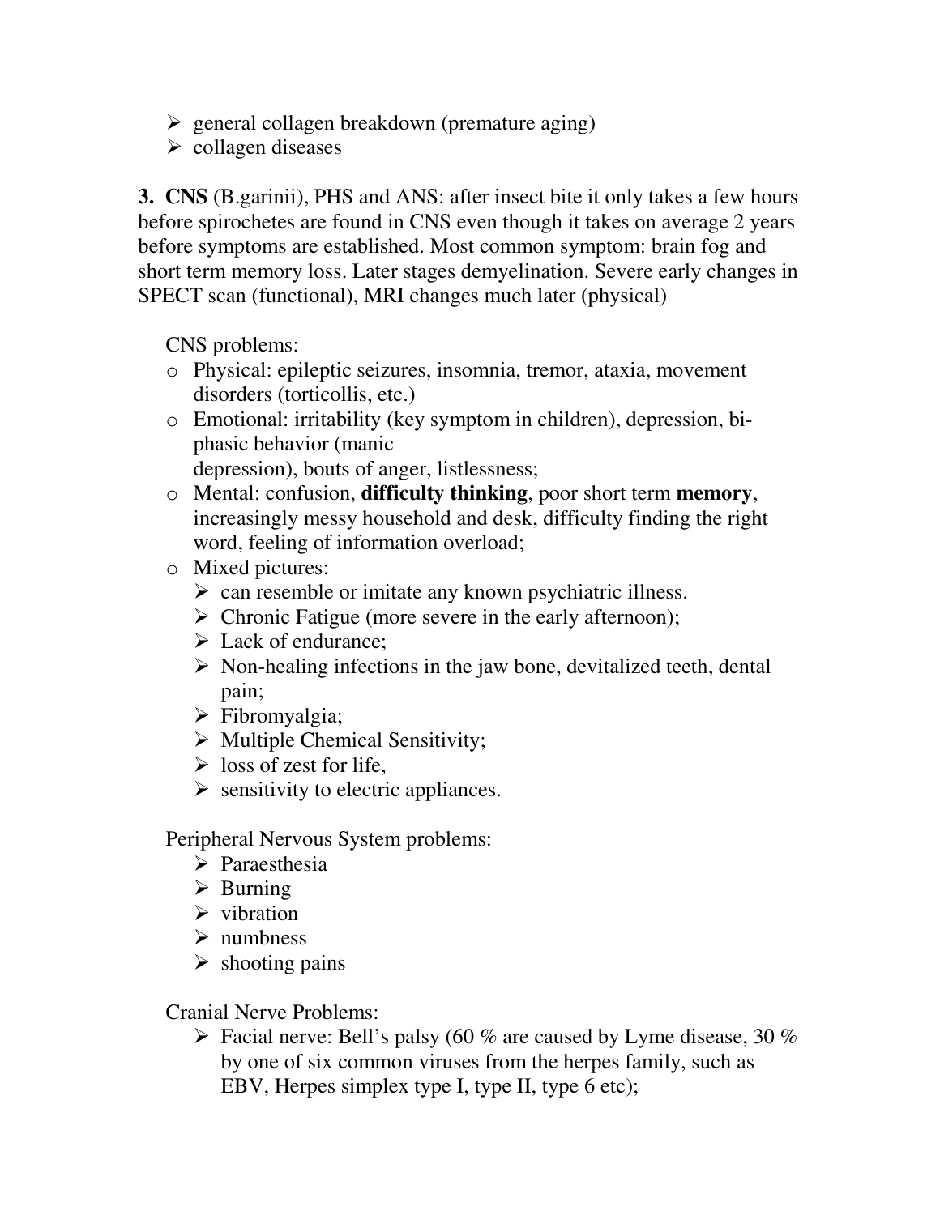- general collagen breakdown (premature aging)
- collagen diseases

**3. CNS** (B.garinii), PHS and ANS: after insect bite it only takes a few hours before spirochetes are found in CNS even though it takes on average 2 years before symptoms are established. Most common symptom: brain fog and short term memory loss. Later stages demyelination. Severe early changes in SPECT scan (functional), MRI changes much later (physical)

CNS problems:

- Physical: epileptic seizures, insomnia, tremor, ataxia, movement disorders (torticollis, etc.)
- Emotional: irritability (key symptom in children), depression, bi-phasic behavior (manic depression), bouts of anger, listlessness;
- Mental: confusion, **difficulty thinking**, poor short term **memory**, increasingly messy household and desk, difficulty finding the right word, feeling of information overload;
- Mixed pictures:
  - can resemble or imitate any known psychiatric illness.
  - Chronic Fatigue (more severe in the early afternoon);
  - Lack of endurance;
  - Non-healing infections in the jaw bone, devitalized teeth, dental pain;
  - Fibromyalgia;
  - Multiple Chemical Sensitivity;
  - loss of zest for life,
  - sensitivity to electric appliances.

Peripheral Nervous System problems:

- Paraesthesia
- Burning
- vibration
- numbness
- shooting pains

Cranial Nerve Problems:

- Facial nerve: Bell's palsy (60 % are caused by Lyme disease, 30 % by one of six common viruses from the herpes family, such as EBV, Herpes simplex type I, type II, type 6 etc);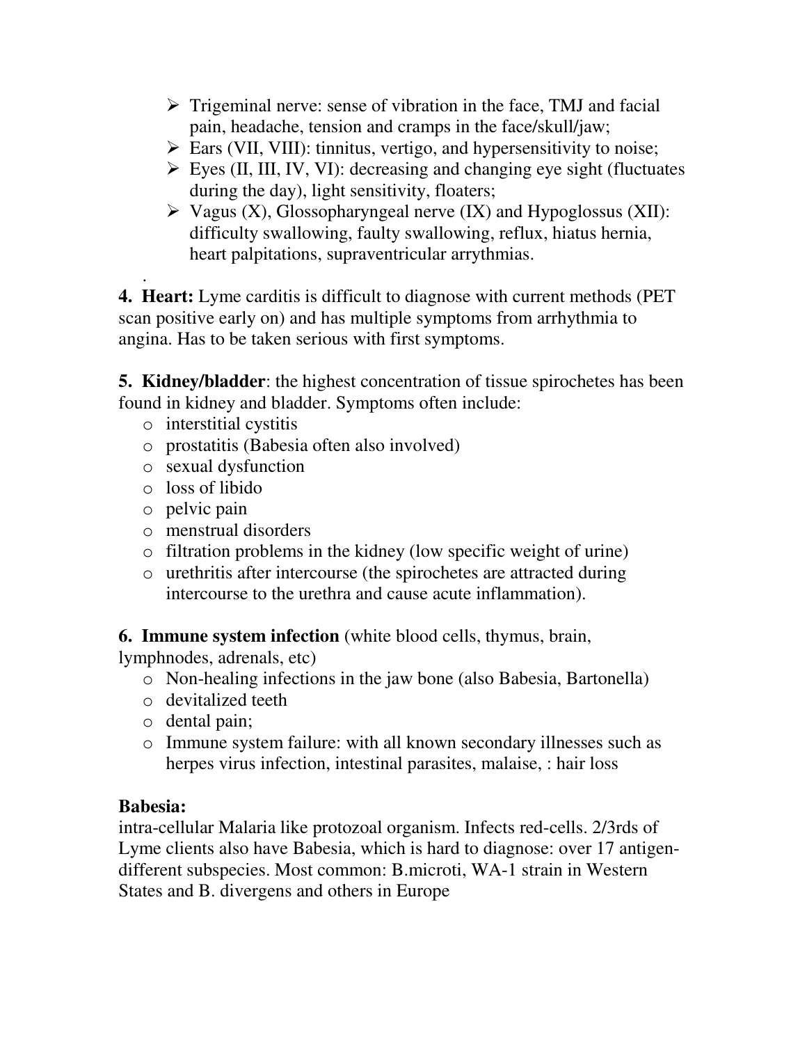- Trigeminal nerve: sense of vibration in the face, TMJ and facial pain, headache, tension and cramps in the face/skull/jaw;
- Ears (VII, VIII): tinnitus, vertigo, and hypersensitivity to noise;
- Eyes (II, III, IV, VI): decreasing and changing eye sight (fluctuates during the day), light sensitivity, floaters;
- Vagus (X), Glossopharyngeal nerve (IX) and Hypoglossus (XII): difficulty swallowing, faulty swallowing, reflux, hiatus hernia, heart palpitations, supraventricular arrythmias.

.

**4. Heart:** Lyme carditis is difficult to diagnose with current methods (PET scan positive early on) and has multiple symptoms from arrhythmia to angina. Has to be taken serious with first symptoms.

**5. Kidney/bladder**: the highest concentration of tissue spirochetes has been found in kidney and bladder. Symptoms often include:

- interstitial cystitis
- prostatitis (Babesia often also involved)
- sexual dysfunction
- loss of libido
- pelvic pain
- menstrual disorders
- filtration problems in the kidney (low specific weight of urine)
- urethritis after intercourse (the spirochetes are attracted during intercourse to the urethra and cause acute inflammation).

**6. Immune system infection** (white blood cells, thymus, brain, lymphnodes, adrenals, etc)

- Non-healing infections in the jaw bone (also Babesia, Bartonella)
- devitalized teeth
- dental pain;
- Immune system failure: with all known secondary illnesses such as herpes virus infection, intestinal parasites, malaise, : hair loss

**Babesia:**

intra-cellular Malaria like protozoal organism. Infects red-cells. 2/3rds of Lyme clients also have Babesia, which is hard to diagnose: over 17 antigen-different subspecies. Most common: B.microti, WA-1 strain in Western States and B. divergens and others in Europe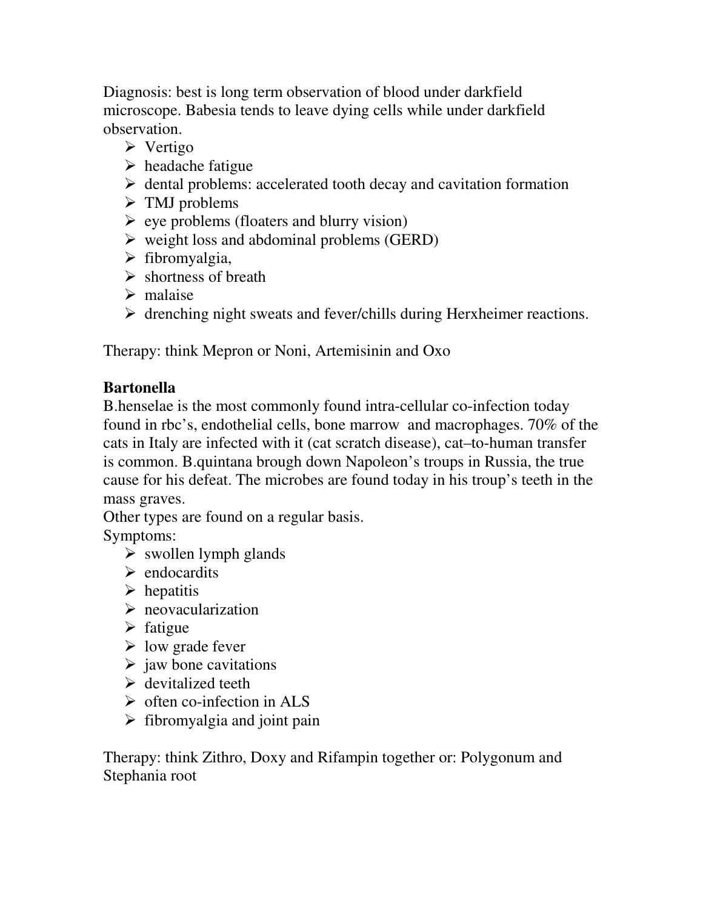Diagnosis: best is long term observation of blood under darkfield microscope. Babesia tends to leave dying cells while under darkfield observation.

- Vertigo
- headache fatigue
- dental problems: accelerated tooth decay and cavitation formation
- TMJ problems
- eye problems (floaters and blurry vision)
- weight loss and abdominal problems (GERD)
- fibromyalgia,
- shortness of breath
- malaise
- drenching night sweats and fever/chills during Herxheimer reactions.

Therapy: think Mepron or Noni, Artemisinin and Oxo

**Bartonella**

B.henselae is the most commonly found intra-cellular co-infection today found in rbc's, endothelial cells, bone marrow and macrophages. 70% of the cats in Italy are infected with it (cat scratch disease), cat–to-human transfer is common. B.quintana brough down Napoleon's troups in Russia, the true cause for his defeat. The microbes are found today in his troup's teeth in the mass graves.

Other types are found on a regular basis.

Symptoms:

- swollen lymph glands
- endocardits
- hepatitis
- neovacularization
- fatigue
- low grade fever
- jaw bone cavitations
- devitalized teeth
- often co-infection in ALS
- fibromyalgia and joint pain

Therapy: think Zithro, Doxy and Rifampin together or: Polygonum and Stephania root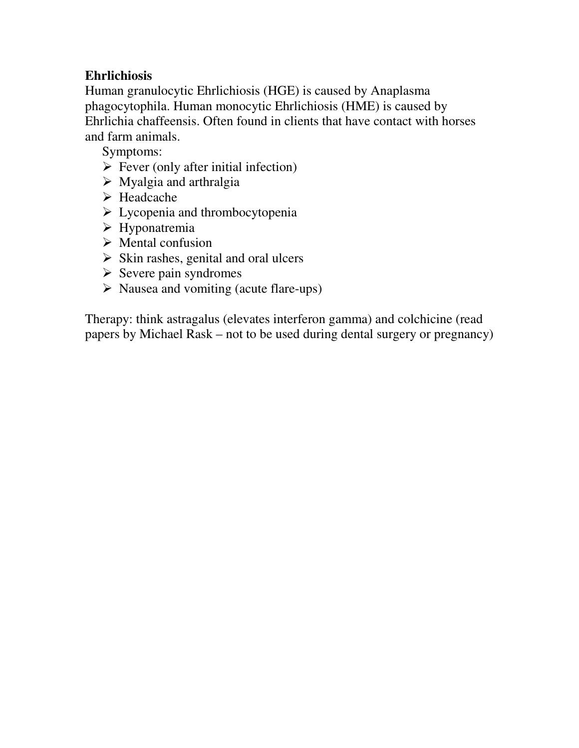**Ehrlichiosis**

Human granulocytic Ehrlichiosis (HGE) is caused by Anaplasma phagocytophila. Human monocytic Ehrlichiosis (HME) is caused by Ehrlichia chaffeensis. Often found in clients that have contact with horses and farm animals.

Symptoms:

- Fever (only after initial infection)
- Myalgia and arthralgia
- Headcache
- Lycopenia and thrombocytopenia
- Hyponatremia
- Mental confusion
- Skin rashes, genital and oral ulcers
- Severe pain syndromes
- Nausea and vomiting (acute flare-ups)

Therapy: think astragalus (elevates interferon gamma) and colchicine (read papers by Michael Rask – not to be used during dental surgery or pregnancy)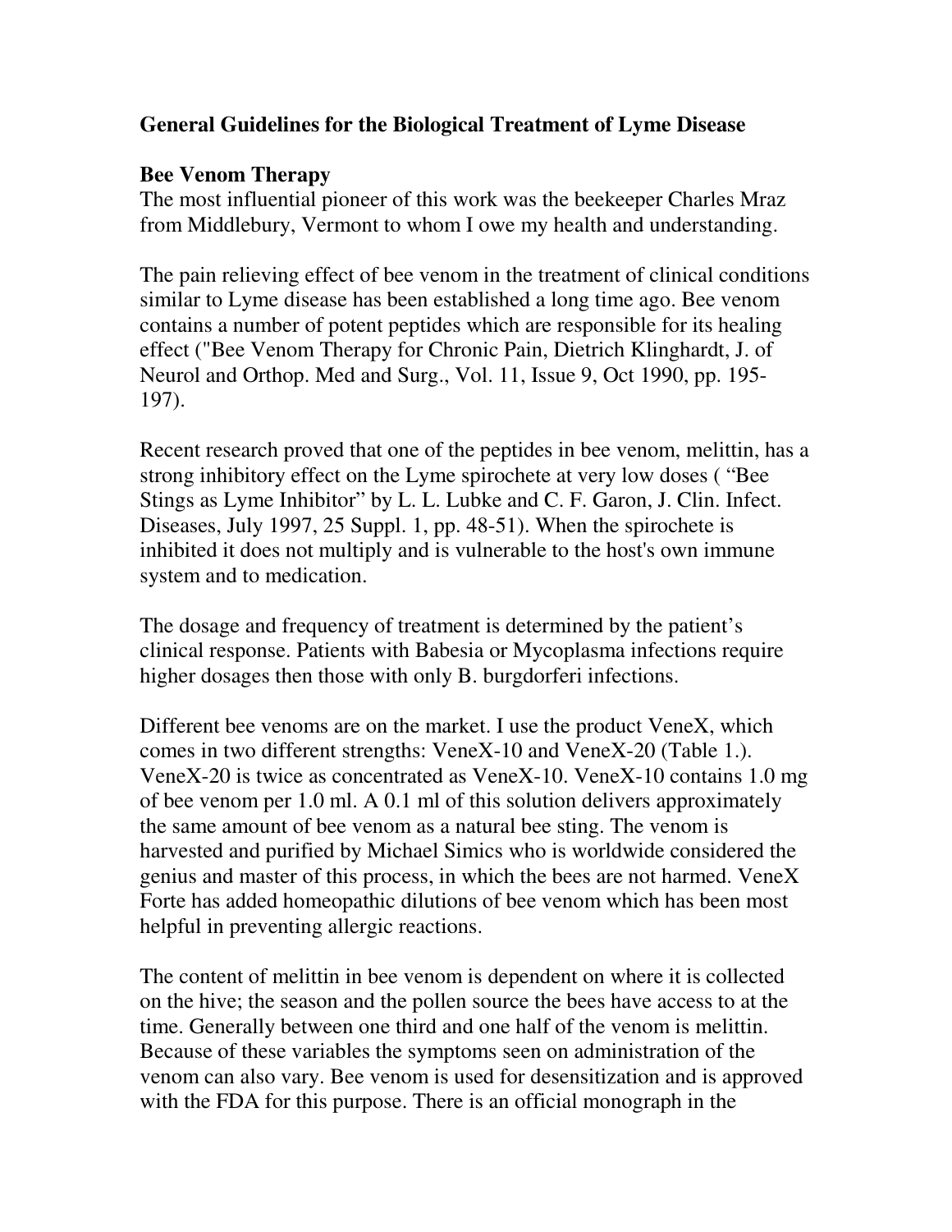## General Guidelines for the Biological Treatment of Lyme Disease

### Bee Venom Therapy

The most influential pioneer of this work was the beekeeper Charles Mraz from Middlebury, Vermont to whom I owe my health and understanding.

The pain relieving effect of bee venom in the treatment of clinical conditions similar to Lyme disease has been established a long time ago. Bee venom contains a number of potent peptides which are responsible for its healing effect ("Bee Venom Therapy for Chronic Pain, Dietrich Klinghardt, J. of Neurol and Orthop. Med and Surg., Vol. 11, Issue 9, Oct 1990, pp. 195-197).

Recent research proved that one of the peptides in bee venom, melittin, has a strong inhibitory effect on the Lyme spirochete at very low doses ( "Bee Stings as Lyme Inhibitor" by L. L. Lubke and C. F. Garon, J. Clin. Infect. Diseases, July 1997, 25 Suppl. 1, pp. 48-51). When the spirochete is inhibited it does not multiply and is vulnerable to the host's own immune system and to medication.

The dosage and frequency of treatment is determined by the patient's clinical response. Patients with Babesia or Mycoplasma infections require higher dosages then those with only B. burgdorferi infections.

Different bee venoms are on the market. I use the product VeneX, which comes in two different strengths: VeneX-10 and VeneX-20 (Table 1.). VeneX-20 is twice as concentrated as VeneX-10. VeneX-10 contains 1.0 mg of bee venom per 1.0 ml. A 0.1 ml of this solution delivers approximately the same amount of bee venom as a natural bee sting. The venom is harvested and purified by Michael Simics who is worldwide considered the genius and master of this process, in which the bees are not harmed. VeneX Forte has added homeopathic dilutions of bee venom which has been most helpful in preventing allergic reactions.

The content of melittin in bee venom is dependent on where it is collected on the hive; the season and the pollen source the bees have access to at the time. Generally between one third and one half of the venom is melittin. Because of these variables the symptoms seen on administration of the venom can also vary. Bee venom is used for desensitization and is approved with the FDA for this purpose. There is an official monograph in the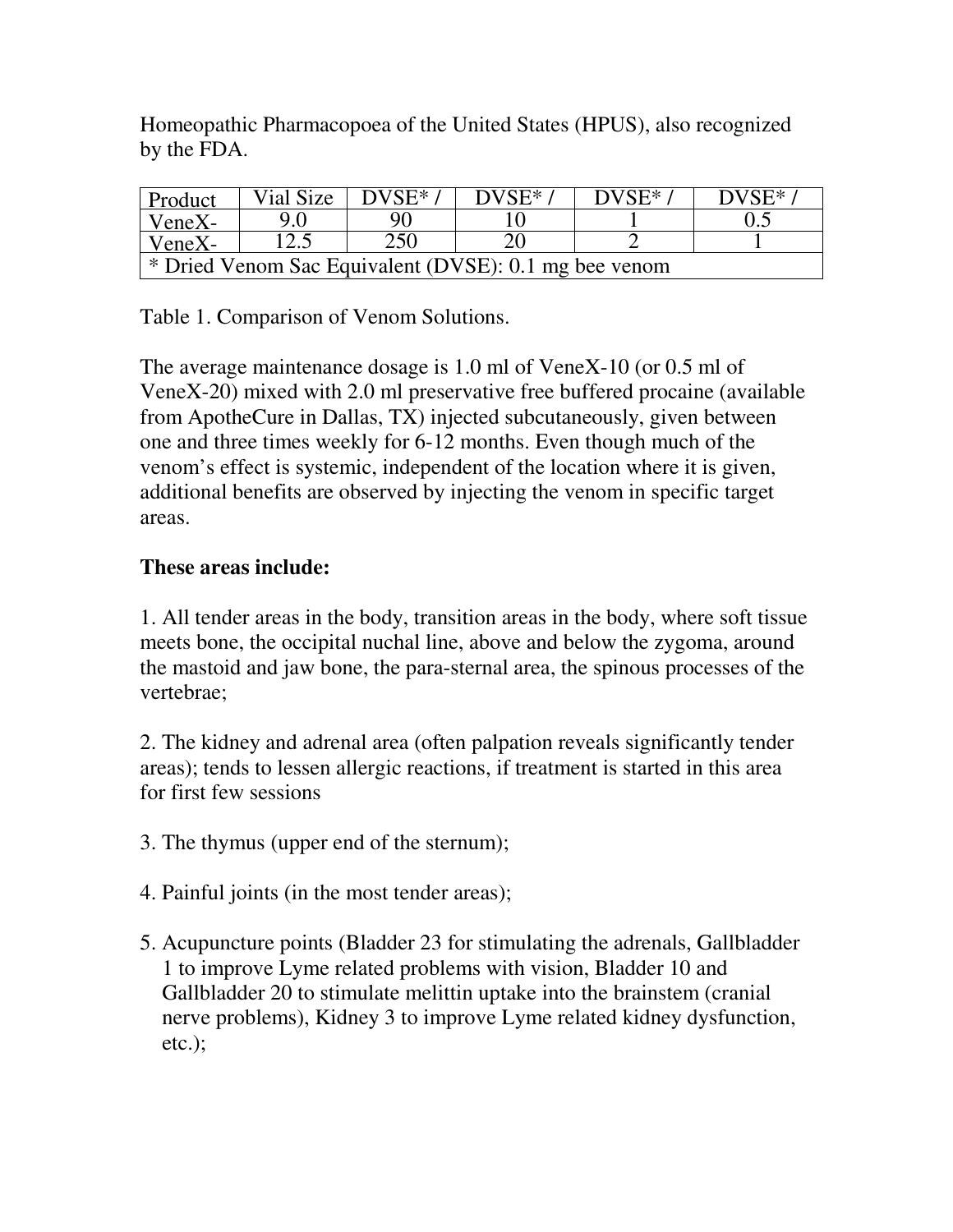Homeopathic Pharmacopoea of the United States (HPUS), also recognized by the FDA.

| Product | Vial Size | DVSE* / | DVSE* / | DVSE* / | DVSE* / |
|---|---|---|---|---|---|
| VeneX- | 9.0 | 90 | 10 | 1 | 0.5 |
| VeneX- | 12.5 | 250 | 20 | 2 | 1 |
| * Dried Venom Sac Equivalent (DVSE): 0.1 mg bee venom | | | | | |

Table 1. Comparison of Venom Solutions.

The average maintenance dosage is 1.0 ml of VeneX-10 (or 0.5 ml of VeneX-20) mixed with 2.0 ml preservative free buffered procaine (available from ApotheCure in Dallas, TX) injected subcutaneously, given between one and three times weekly for 6-12 months. Even though much of the venom's effect is systemic, independent of the location where it is given, additional benefits are observed by injecting the venom in specific target areas.

**These areas include:**

1. All tender areas in the body, transition areas in the body, where soft tissue meets bone, the occipital nuchal line, above and below the zygoma, around the mastoid and jaw bone, the para-sternal area, the spinous processes of the vertebrae;

2. The kidney and adrenal area (often palpation reveals significantly tender areas); tends to lessen allergic reactions, if treatment is started in this area for first few sessions

3. The thymus (upper end of the sternum);

4. Painful joints (in the most tender areas);

5. Acupuncture points (Bladder 23 for stimulating the adrenals, Gallbladder 1 to improve Lyme related problems with vision, Bladder 10 and Gallbladder 20 to stimulate melittin uptake into the brainstem (cranial nerve problems), Kidney 3 to improve Lyme related kidney dysfunction, etc.);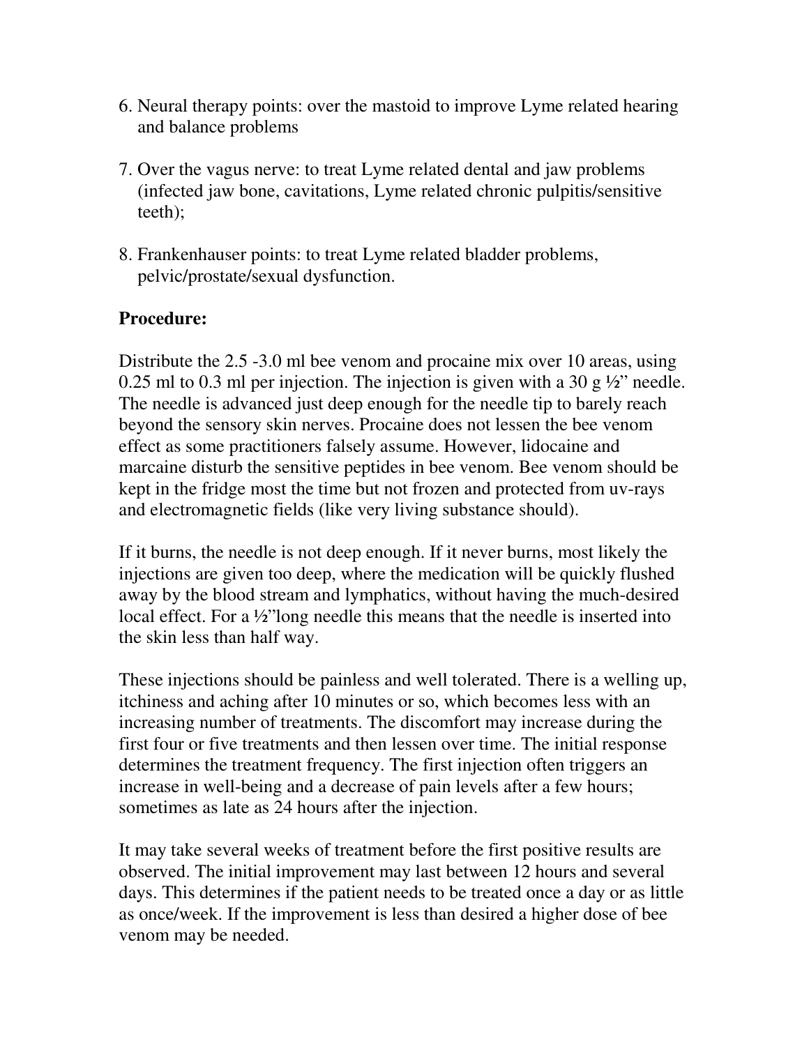6. Neural therapy points: over the mastoid to improve Lyme related hearing and balance problems

7. Over the vagus nerve: to treat Lyme related dental and jaw problems (infected jaw bone, cavitations, Lyme related chronic pulpitis/sensitive teeth);

8. Frankenhauser points: to treat Lyme related bladder problems, pelvic/prostate/sexual dysfunction.

**Procedure:**

Distribute the 2.5 -3.0 ml bee venom and procaine mix over 10 areas, using 0.25 ml to 0.3 ml per injection. The injection is given with a 30 g ½" needle. The needle is advanced just deep enough for the needle tip to barely reach beyond the sensory skin nerves. Procaine does not lessen the bee venom effect as some practitioners falsely assume. However, lidocaine and marcaine disturb the sensitive peptides in bee venom. Bee venom should be kept in the fridge most the time but not frozen and protected from uv-rays and electromagnetic fields (like very living substance should).

If it burns, the needle is not deep enough. If it never burns, most likely the injections are given too deep, where the medication will be quickly flushed away by the blood stream and lymphatics, without having the much-desired local effect. For a ½"long needle this means that the needle is inserted into the skin less than half way.

These injections should be painless and well tolerated. There is a welling up, itchiness and aching after 10 minutes or so, which becomes less with an increasing number of treatments. The discomfort may increase during the first four or five treatments and then lessen over time. The initial response determines the treatment frequency. The first injection often triggers an increase in well-being and a decrease of pain levels after a few hours; sometimes as late as 24 hours after the injection.

It may take several weeks of treatment before the first positive results are observed. The initial improvement may last between 12 hours and several days. This determines if the patient needs to be treated once a day or as little as once/week. If the improvement is less than desired a higher dose of bee venom may be needed.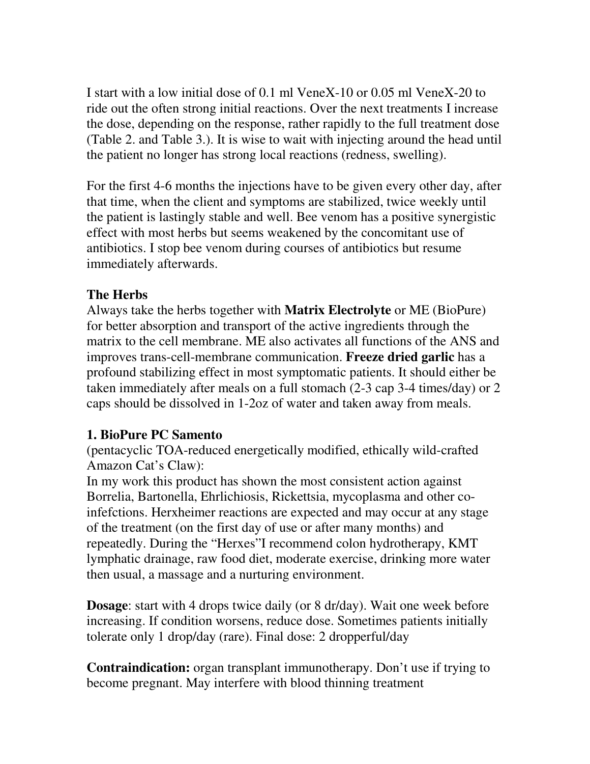I start with a low initial dose of 0.1 ml VeneX-10 or 0.05 ml VeneX-20 to ride out the often strong initial reactions. Over the next treatments I increase the dose, depending on the response, rather rapidly to the full treatment dose (Table 2. and Table 3.). It is wise to wait with injecting around the head until the patient no longer has strong local reactions (redness, swelling).

For the first 4-6 months the injections have to be given every other day, after that time, when the client and symptoms are stabilized, twice weekly until the patient is lastingly stable and well. Bee venom has a positive synergistic effect with most herbs but seems weakened by the concomitant use of antibiotics. I stop bee venom during courses of antibiotics but resume immediately afterwards.

**The Herbs**

Always take the herbs together with **Matrix Electrolyte** or ME (BioPure) for better absorption and transport of the active ingredients through the matrix to the cell membrane. ME also activates all functions of the ANS and improves trans-cell-membrane communication. **Freeze dried garlic** has a profound stabilizing effect in most symptomatic patients. It should either be taken immediately after meals on a full stomach (2-3 cap 3-4 times/day) or 2 caps should be dissolved in 1-2oz of water and taken away from meals.

**1. BioPure PC Samento**

(pentacyclic TOA-reduced energetically modified, ethically wild-crafted Amazon Cat's Claw):

In my work this product has shown the most consistent action against Borrelia, Bartonella, Ehrlichiosis, Rickettsia, mycoplasma and other co-infefctions. Herxheimer reactions are expected and may occur at any stage of the treatment (on the first day of use or after many months) and repeatedly. During the "Herxes"I recommend colon hydrotherapy, KMT lymphatic drainage, raw food diet, moderate exercise, drinking more water then usual, a massage and a nurturing environment.

**Dosage**: start with 4 drops twice daily (or 8 dr/day). Wait one week before increasing. If condition worsens, reduce dose. Sometimes patients initially tolerate only 1 drop/day (rare). Final dose: 2 dropperful/day

**Contraindication:** organ transplant immunotherapy. Don't use if trying to become pregnant. May interfere with blood thinning treatment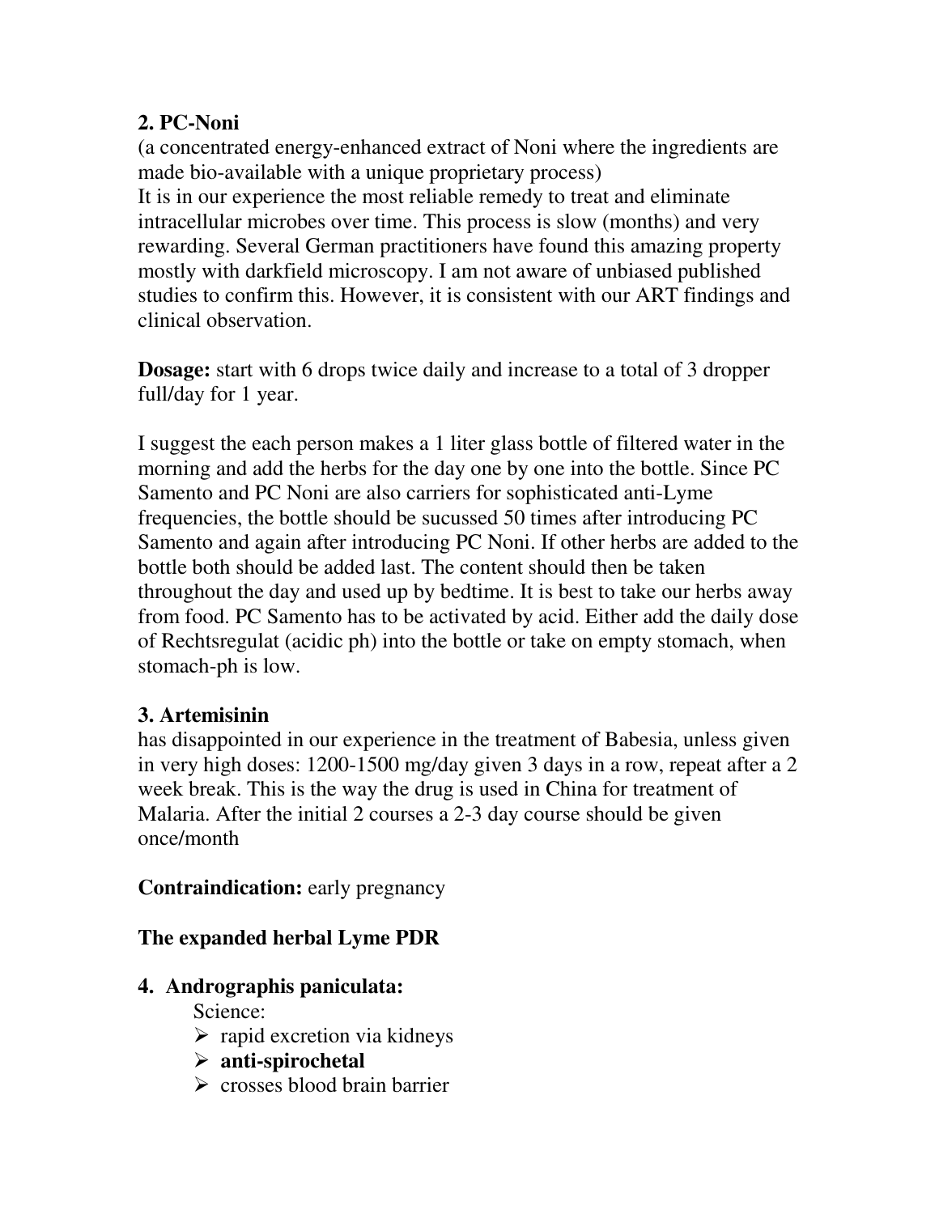**2. PC-Noni**

(a concentrated energy-enhanced extract of Noni where the ingredients are made bio-available with a unique proprietary process)

It is in our experience the most reliable remedy to treat and eliminate intracellular microbes over time. This process is slow (months) and very rewarding. Several German practitioners have found this amazing property mostly with darkfield microscopy. I am not aware of unbiased published studies to confirm this. However, it is consistent with our ART findings and clinical observation.

**Dosage:** start with 6 drops twice daily and increase to a total of 3 dropper full/day for 1 year.

I suggest the each person makes a 1 liter glass bottle of filtered water in the morning and add the herbs for the day one by one into the bottle. Since PC Samento and PC Noni are also carriers for sophisticated anti-Lyme frequencies, the bottle should be sucussed 50 times after introducing PC Samento and again after introducing PC Noni. If other herbs are added to the bottle both should be added last. The content should then be taken throughout the day and used up by bedtime. It is best to take our herbs away from food. PC Samento has to be activated by acid. Either add the daily dose of Rechtsregulat (acidic ph) into the bottle or take on empty stomach, when stomach-ph is low.

**3. Artemisinin**

has disappointed in our experience in the treatment of Babesia, unless given in very high doses: 1200-1500 mg/day given 3 days in a row, repeat after a 2 week break. This is the way the drug is used in China for treatment of Malaria. After the initial 2 courses a 2-3 day course should be given once/month

**Contraindication:** early pregnancy

**The expanded herbal Lyme PDR**

**4. Andrographis paniculata:**

Science:

- rapid excretion via kidneys
- **anti-spirochetal**
- crosses blood brain barrier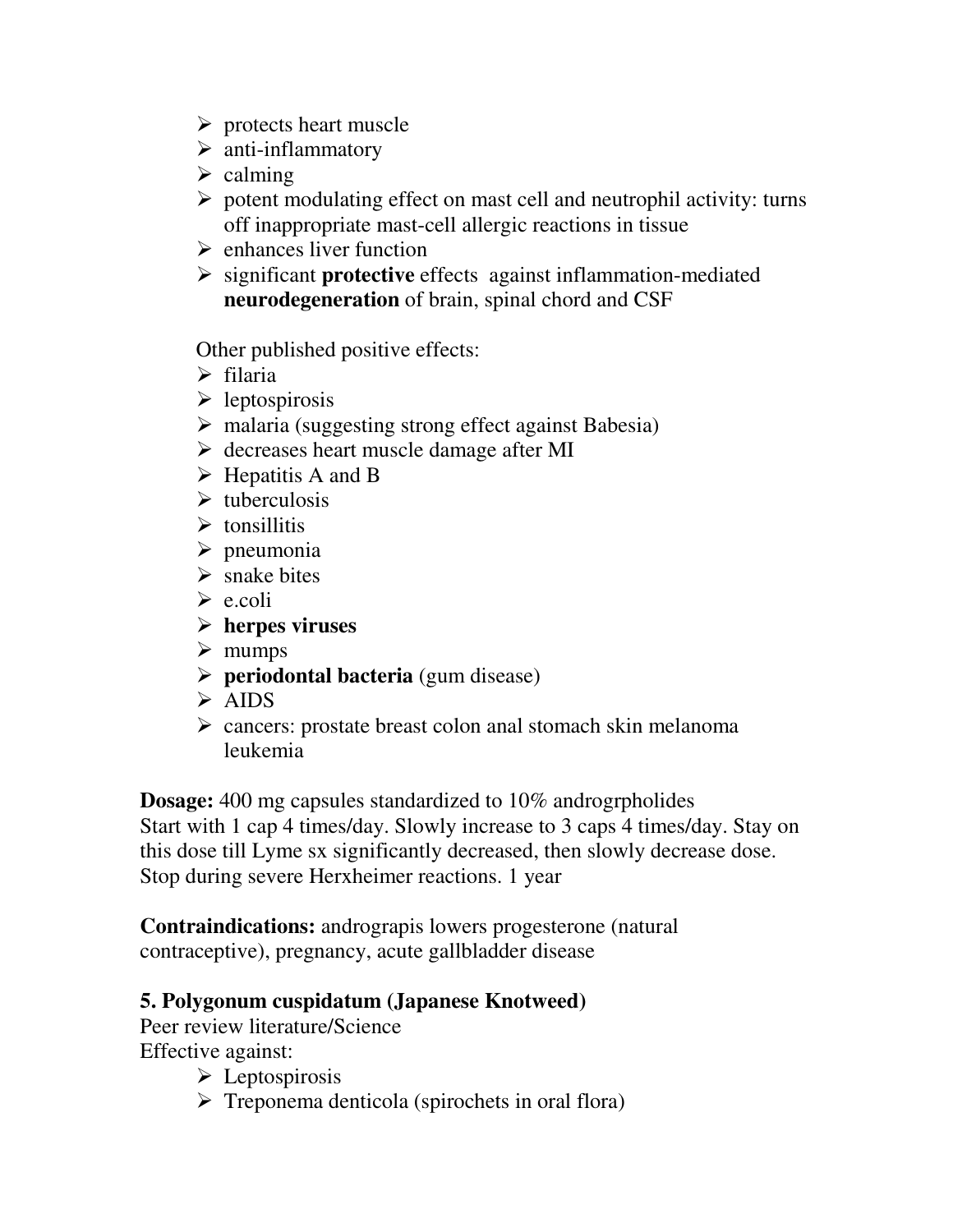- protects heart muscle
- anti-inflammatory
- calming
- potent modulating effect on mast cell and neutrophil activity: turns off inappropriate mast-cell allergic reactions in tissue
- enhances liver function
- significant **protective** effects against inflammation-mediated **neurodegeneration** of brain, spinal chord and CSF

Other published positive effects:

- filaria
- leptospirosis
- malaria (suggesting strong effect against Babesia)
- decreases heart muscle damage after MI
- Hepatitis A and B
- tuberculosis
- tonsillitis
- pneumonia
- snake bites
- e.coli
- **herpes viruses**
- mumps
- **periodontal bacteria** (gum disease)
- AIDS
- cancers: prostate breast colon anal stomach skin melanoma leukemia

**Dosage:** 400 mg capsules standardized to 10% androgrpholides
Start with 1 cap 4 times/day. Slowly increase to 3 caps 4 times/day. Stay on this dose till Lyme sx significantly decreased, then slowly decrease dose. Stop during severe Herxheimer reactions. 1 year

**Contraindications:** andrograpis lowers progesterone (natural contraceptive), pregnancy, acute gallbladder disease

**5. Polygonum cuspidatum (Japanese Knotweed)**

Peer review literature/Science
Effective against:

- Leptospirosis
- Treponema denticola (spirochets in oral flora)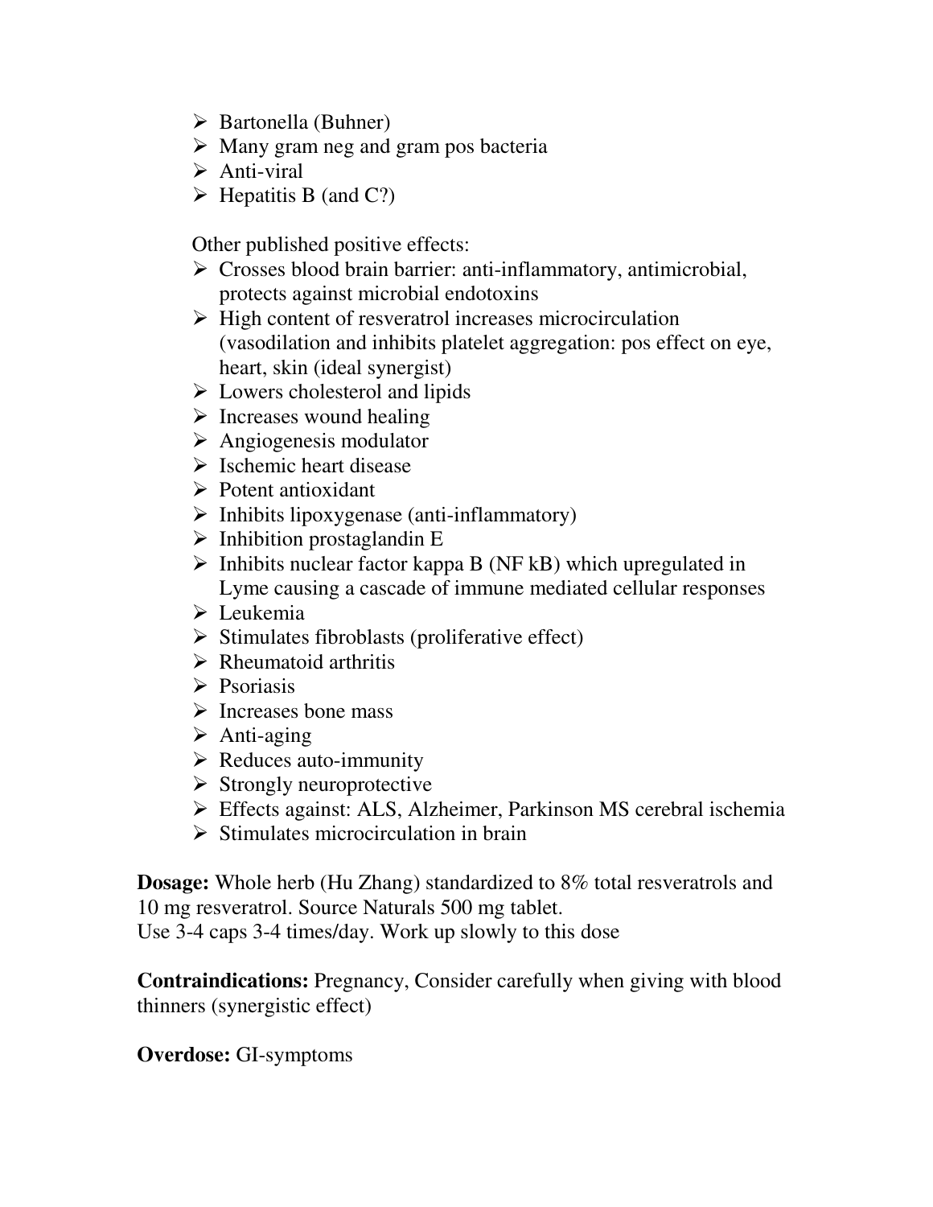- Bartonella (Buhner)
- Many gram neg and gram pos bacteria
- Anti-viral
- Hepatitis B (and C?)

Other published positive effects:

- Crosses blood brain barrier: anti-inflammatory, antimicrobial, protects against microbial endotoxins
- High content of resveratrol increases microcirculation (vasodilation and inhibits platelet aggregation: pos effect on eye, heart, skin (ideal synergist)
- Lowers cholesterol and lipids
- Increases wound healing
- Angiogenesis modulator
- Ischemic heart disease
- Potent antioxidant
- Inhibits lipoxygenase (anti-inflammatory)
- Inhibition prostaglandin E
- Inhibits nuclear factor kappa B (NF kB) which upregulated in Lyme causing a cascade of immune mediated cellular responses
- Leukemia
- Stimulates fibroblasts (proliferative effect)
- Rheumatoid arthritis
- Psoriasis
- Increases bone mass
- Anti-aging
- Reduces auto-immunity
- Strongly neuroprotective
- Effects against: ALS, Alzheimer, Parkinson MS cerebral ischemia
- Stimulates microcirculation in brain

**Dosage:** Whole herb (Hu Zhang) standardized to 8% total resveratrols and 10 mg resveratrol. Source Naturals 500 mg tablet.
Use 3-4 caps 3-4 times/day. Work up slowly to this dose

**Contraindications:** Pregnancy, Consider carefully when giving with blood thinners (synergistic effect)

**Overdose:** GI-symptoms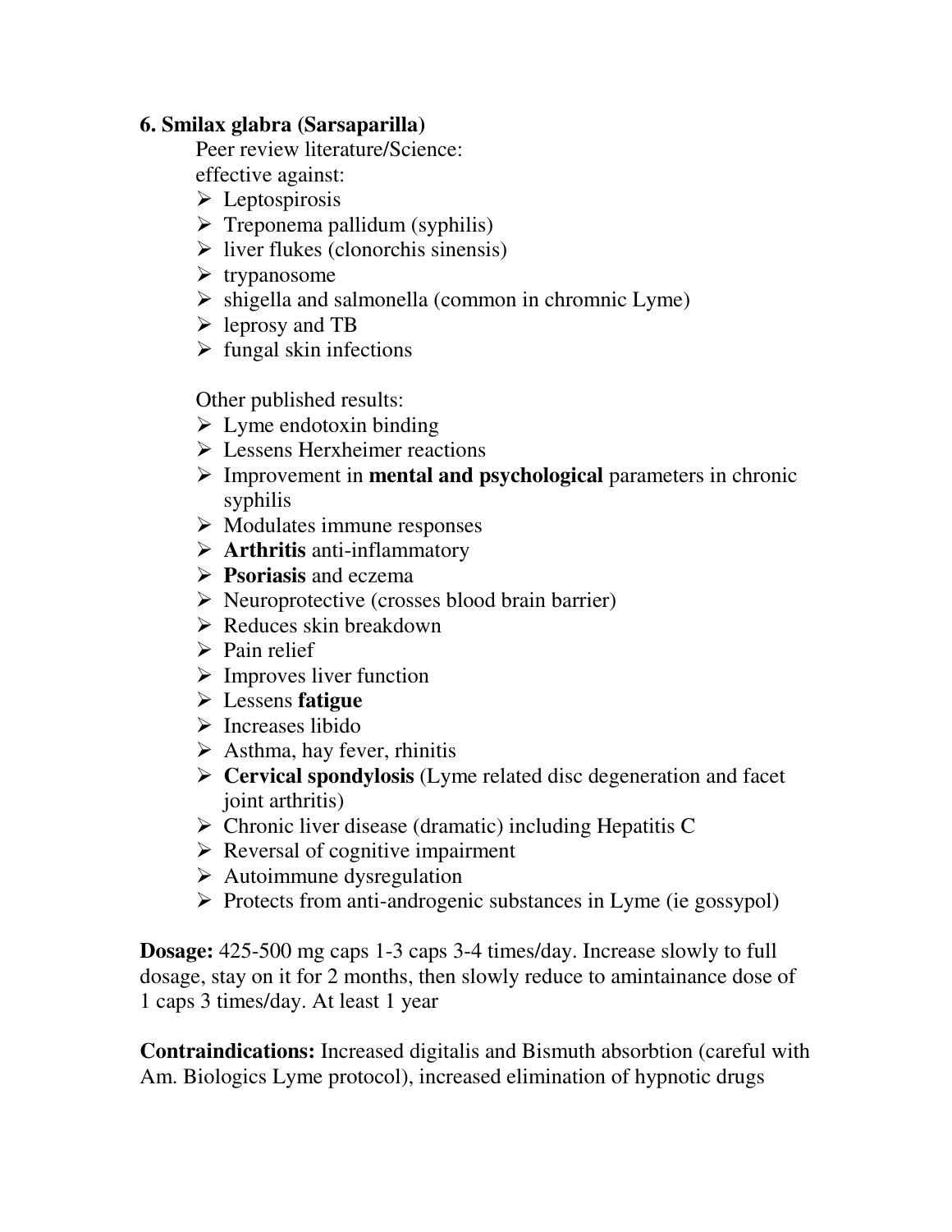**6. Smilax glabra (Sarsaparilla)**

Peer review literature/Science:

effective against:

- Leptospirosis
- Treponema pallidum (syphilis)
- liver flukes (clonorchis sinensis)
- trypanosome
- shigella and salmonella (common in chromnic Lyme)
- leprosy and TB
- fungal skin infections

Other published results:

- Lyme endotoxin binding
- Lessens Herxheimer reactions
- Improvement in **mental and psychological** parameters in chronic syphilis
- Modulates immune responses
- **Arthritis** anti-inflammatory
- **Psoriasis** and eczema
- Neuroprotective (crosses blood brain barrier)
- Reduces skin breakdown
- Pain relief
- Improves liver function
- Lessens **fatigue**
- Increases libido
- Asthma, hay fever, rhinitis
- **Cervical spondylosis** (Lyme related disc degeneration and facet joint arthritis)
- Chronic liver disease (dramatic) including Hepatitis C
- Reversal of cognitive impairment
- Autoimmune dysregulation
- Protects from anti-androgenic substances in Lyme (ie gossypol)

**Dosage:** 425-500 mg caps 1-3 caps 3-4 times/day. Increase slowly to full dosage, stay on it for 2 months, then slowly reduce to amintainance dose of 1 caps 3 times/day. At least 1 year

**Contraindications:** Increased digitalis and Bismuth absorbtion (careful with Am. Biologics Lyme protocol), increased elimination of hypnotic drugs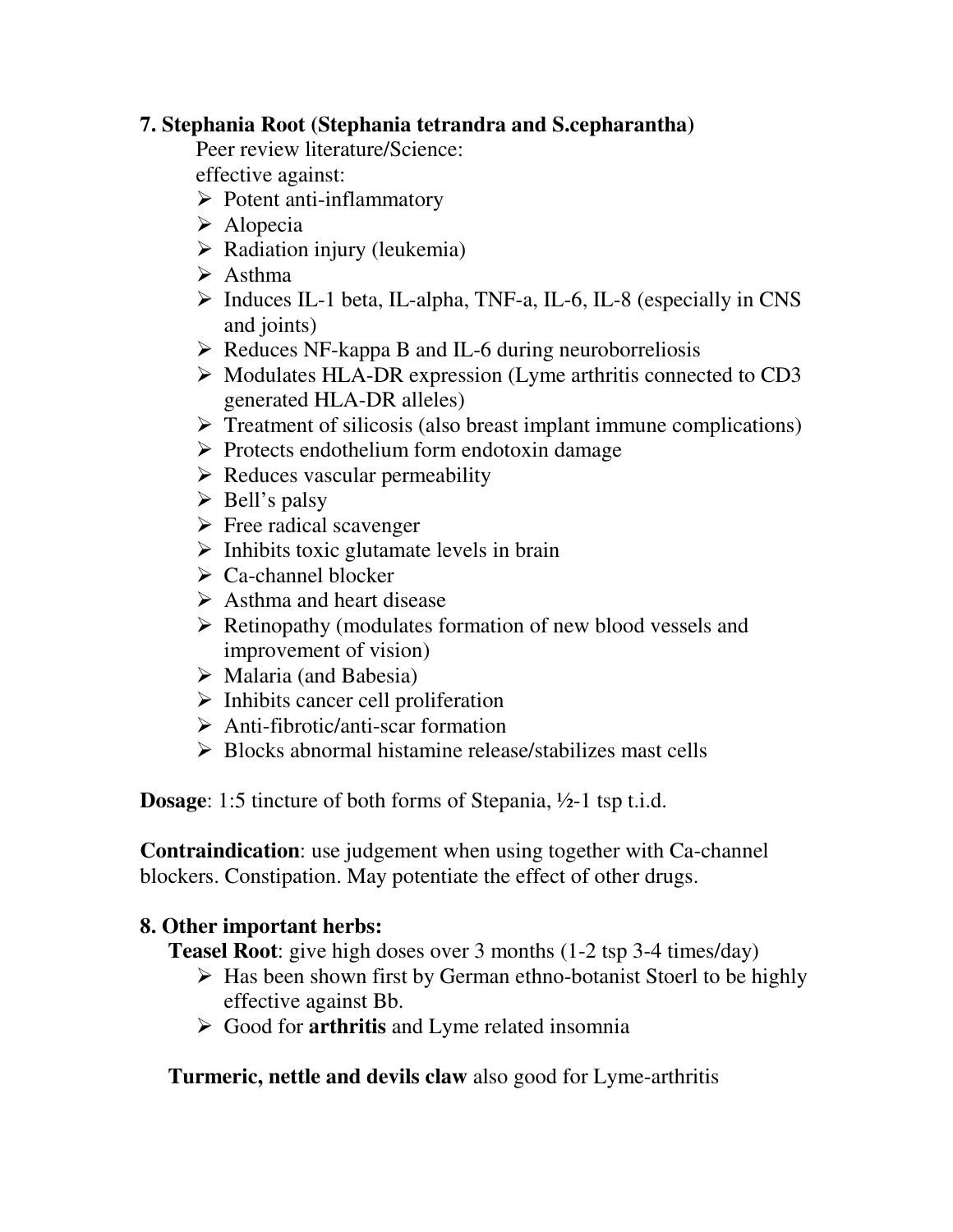### 7. Stephania Root (Stephania tetrandra and S.cepharantha)

Peer review literature/Science:

effective against:

- Potent anti-inflammatory
- Alopecia
- Radiation injury (leukemia)
- Asthma
- Induces IL-1 beta, IL-alpha, TNF-a, IL-6, IL-8 (especially in CNS and joints)
- Reduces NF-kappa B and IL-6 during neuroborreliosis
- Modulates HLA-DR expression (Lyme arthritis connected to CD3 generated HLA-DR alleles)
- Treatment of silicosis (also breast implant immune complications)
- Protects endothelium form endotoxin damage
- Reduces vascular permeability
- Bell's palsy
- Free radical scavenger
- Inhibits toxic glutamate levels in brain
- Ca-channel blocker
- Asthma and heart disease
- Retinopathy (modulates formation of new blood vessels and improvement of vision)
- Malaria (and Babesia)
- Inhibits cancer cell proliferation
- Anti-fibrotic/anti-scar formation
- Blocks abnormal histamine release/stabilizes mast cells

**Dosage**: 1:5 tincture of both forms of Stepania, ½-1 tsp t.i.d.

**Contraindication**: use judgement when using together with Ca-channel blockers. Constipation. May potentiate the effect of other drugs.

### 8. Other important herbs:

**Teasel Root**: give high doses over 3 months (1-2 tsp 3-4 times/day)

- Has been shown first by German ethno-botanist Stoerl to be highly effective against Bb.
- Good for **arthritis** and Lyme related insomnia

**Turmeric, nettle and devils claw** also good for Lyme-arthritis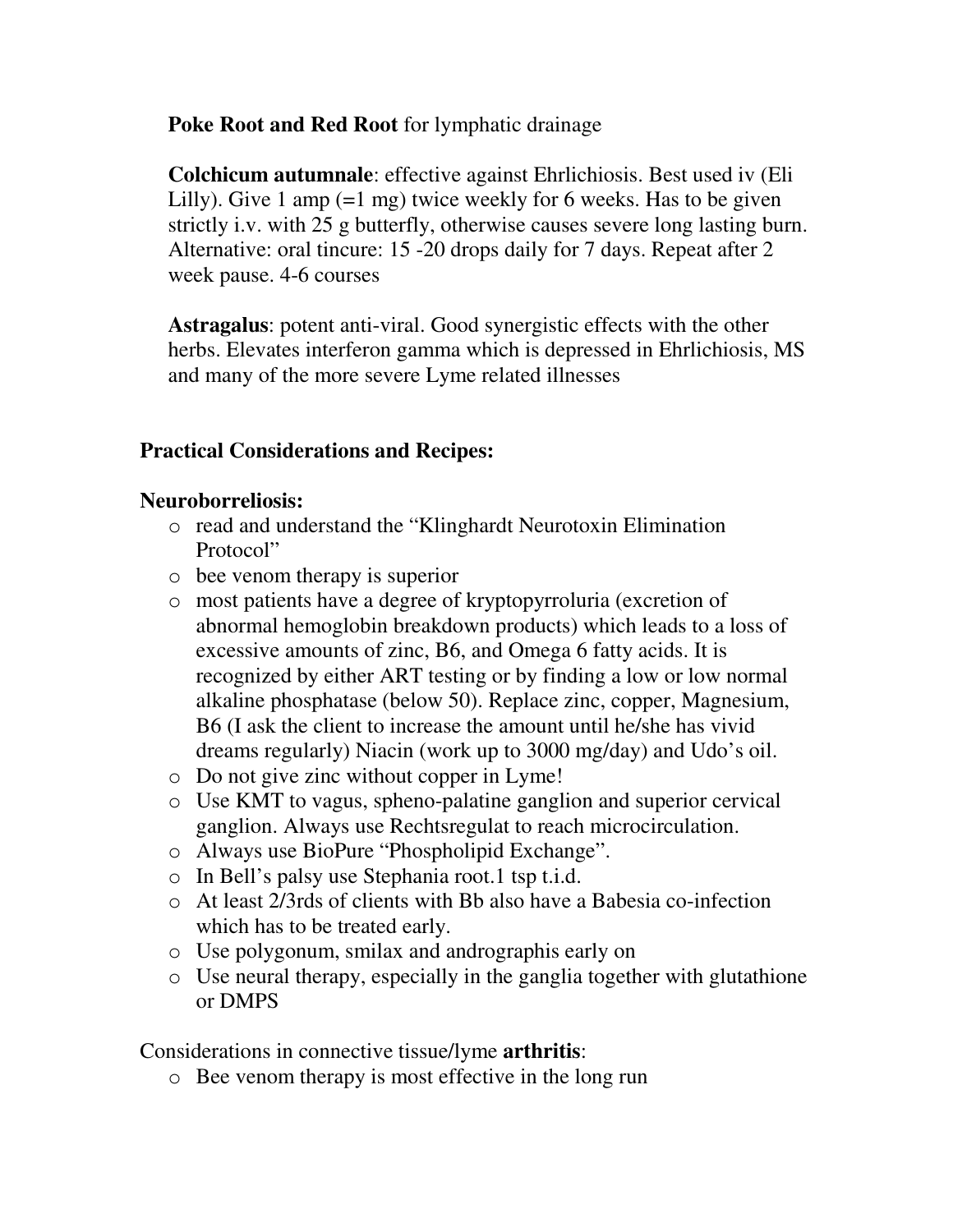**Poke Root and Red Root** for lymphatic drainage

**Colchicum autumnale**: effective against Ehrlichiosis. Best used iv (Eli Lilly). Give 1 amp (=1 mg) twice weekly for 6 weeks. Has to be given strictly i.v. with 25 g butterfly, otherwise causes severe long lasting burn. Alternative: oral tincure: 15 -20 drops daily for 7 days. Repeat after 2 week pause. 4-6 courses

**Astragalus**: potent anti-viral. Good synergistic effects with the other herbs. Elevates interferon gamma which is depressed in Ehrlichiosis, MS and many of the more severe Lyme related illnesses

## Practical Considerations and Recipes:

### Neuroborreliosis:

- read and understand the "Klinghardt Neurotoxin Elimination Protocol"
- bee venom therapy is superior
- most patients have a degree of kryptopyrroluria (excretion of abnormal hemoglobin breakdown products) which leads to a loss of excessive amounts of zinc, B6, and Omega 6 fatty acids. It is recognized by either ART testing or by finding a low or low normal alkaline phosphatase (below 50). Replace zinc, copper, Magnesium, B6 (I ask the client to increase the amount until he/she has vivid dreams regularly) Niacin (work up to 3000 mg/day) and Udo's oil.
- Do not give zinc without copper in Lyme!
- Use KMT to vagus, spheno-palatine ganglion and superior cervical ganglion. Always use Rechtsregulat to reach microcirculation.
- Always use BioPure "Phospholipid Exchange".
- In Bell's palsy use Stephania root.1 tsp t.i.d.
- At least 2/3rds of clients with Bb also have a Babesia co-infection which has to be treated early.
- Use polygonum, smilax and andrographis early on
- Use neural therapy, especially in the ganglia together with glutathione or DMPS

Considerations in connective tissue/lyme **arthritis**:

- Bee venom therapy is most effective in the long run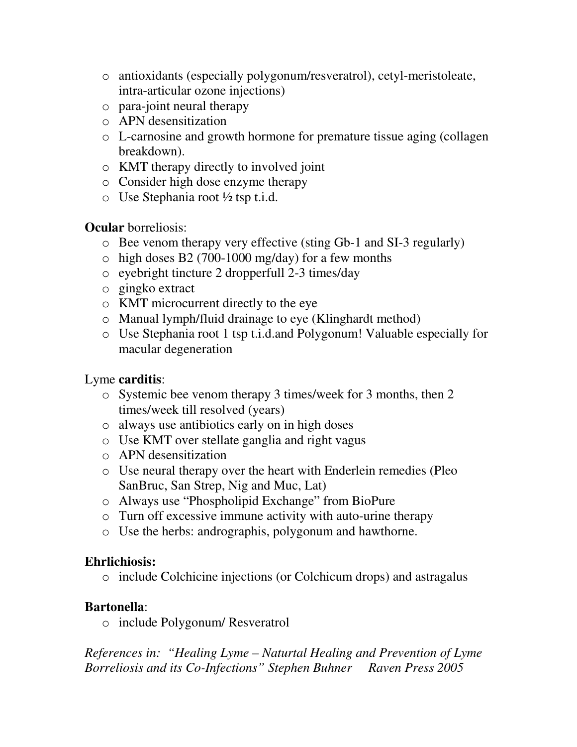- antioxidants (especially polygonum/resveratrol), cetyl-meristoleate, intra-articular ozone injections)
- para-joint neural therapy
- APN desensitization
- L-carnosine and growth hormone for premature tissue aging (collagen breakdown).
- KMT therapy directly to involved joint
- Consider high dose enzyme therapy
- Use Stephania root ½ tsp t.i.d.

**Ocular** borreliosis:

- Bee venom therapy very effective (sting Gb-1 and SI-3 regularly)
- high doses B2 (700-1000 mg/day) for a few months
- eyebright tincture 2 dropperfull 2-3 times/day
- gingko extract
- KMT microcurrent directly to the eye
- Manual lymph/fluid drainage to eye (Klinghardt method)
- Use Stephania root 1 tsp t.i.d.and Polygonum! Valuable especially for macular degeneration

Lyme **carditis**:

- Systemic bee venom therapy 3 times/week for 3 months, then 2 times/week till resolved (years)
- always use antibiotics early on in high doses
- Use KMT over stellate ganglia and right vagus
- APN desensitization
- Use neural therapy over the heart with Enderlein remedies (Pleo SanBruc, San Strep, Nig and Muc, Lat)
- Always use "Phospholipid Exchange" from BioPure
- Turn off excessive immune activity with auto-urine therapy
- Use the herbs: andrographis, polygonum and hawthorne.

**Ehrlichiosis:**

- include Colchicine injections (or Colchicum drops) and astragalus

**Bartonella**:

- include Polygonum/ Resveratrol

*References in: "Healing Lyme – Naturtal Healing and Prevention of Lyme Borreliosis and its Co-Infections" Stephen Buhner Raven Press 2005*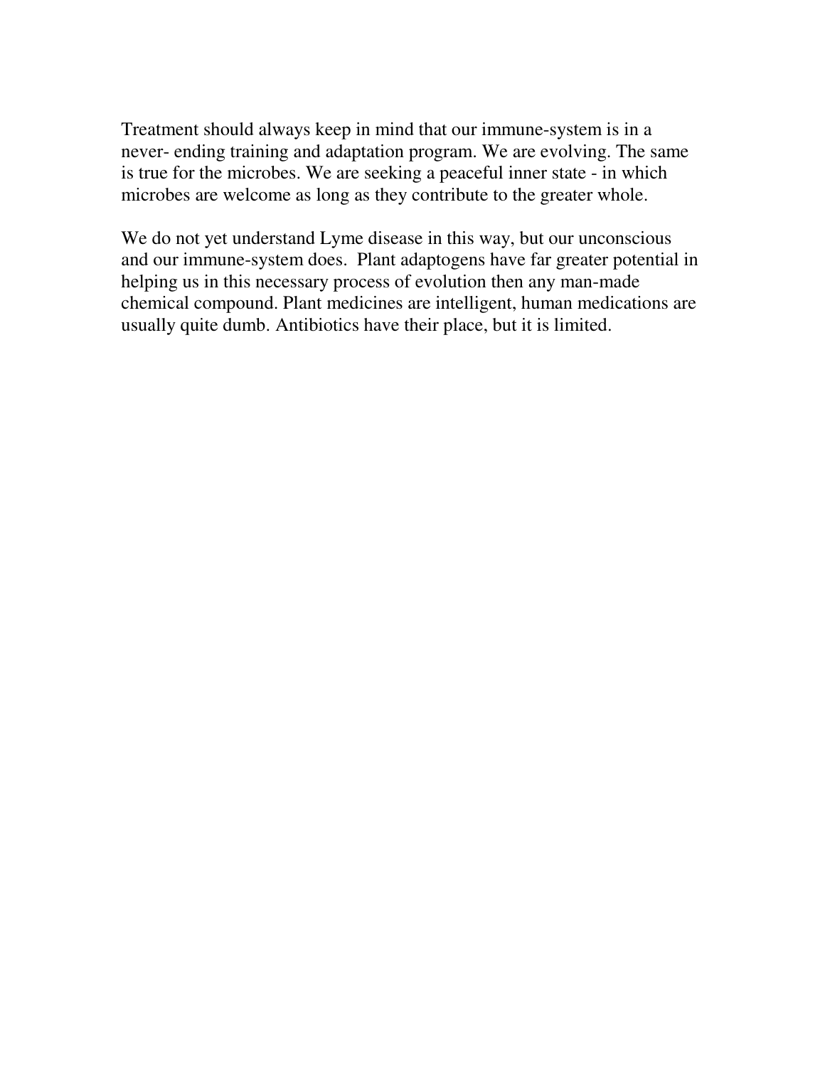Treatment should always keep in mind that our immune-system is in a never- ending training and adaptation program. We are evolving. The same is true for the microbes. We are seeking a peaceful inner state - in which microbes are welcome as long as they contribute to the greater whole.

We do not yet understand Lyme disease in this way, but our unconscious and our immune-system does. Plant adaptogens have far greater potential in helping us in this necessary process of evolution then any man-made chemical compound. Plant medicines are intelligent, human medications are usually quite dumb. Antibiotics have their place, but it is limited.